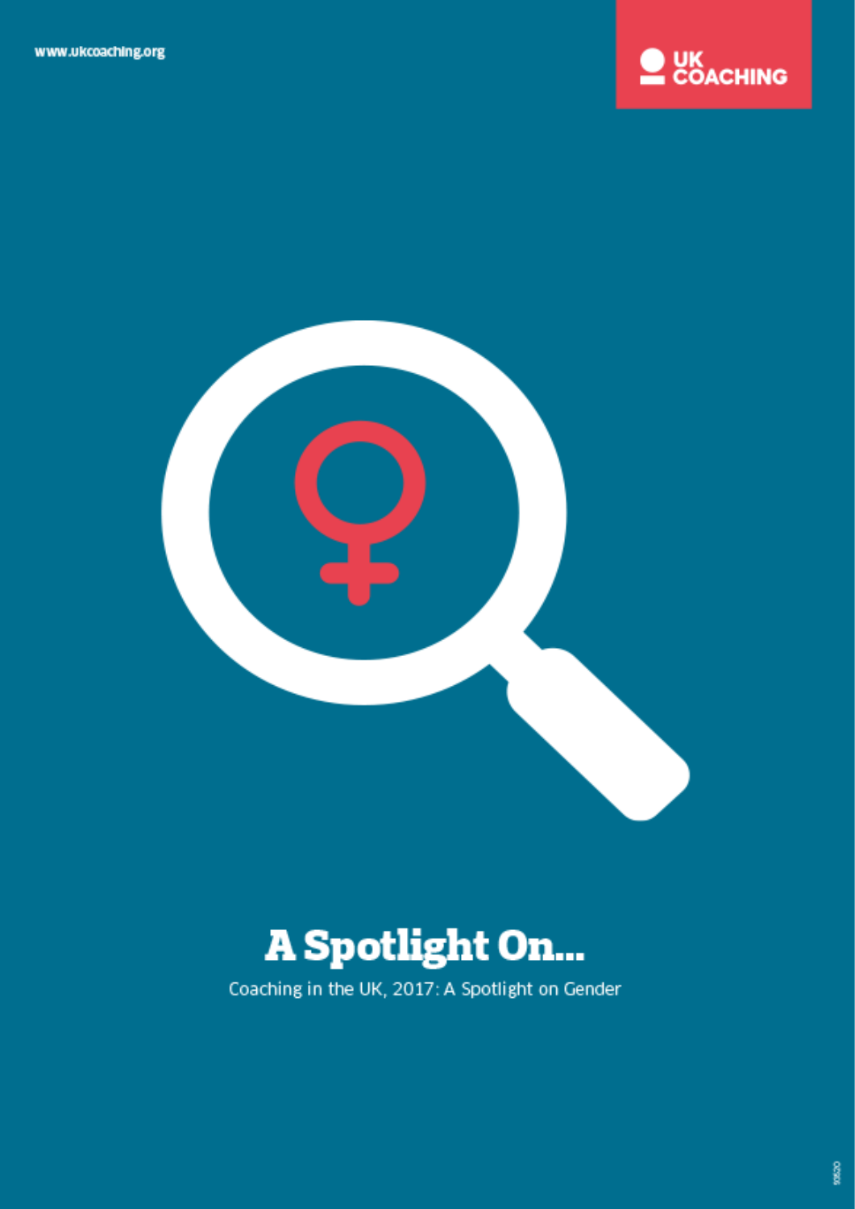www.ukcoaching.org

UK COACHING

# A Spotlight On...

Coaching in the UK, 2017: A Spotlight on Gender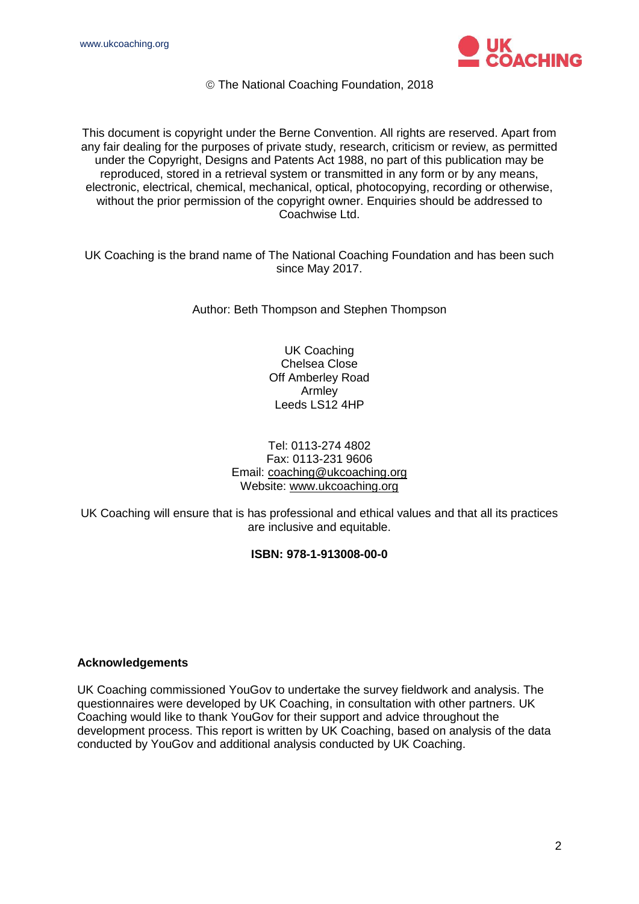© The National Coaching Foundation, 2018

This document is copyright under the Berne Convention. All rights are reserved. Apart from any fair dealing for the purposes of private study, research, criticism or review, as permitted under the Copyright, Designs and Patents Act 1988, no part of this publication may be reproduced, stored in a retrieval system or transmitted in any form or by any means, electronic, electrical, chemical, mechanical, optical, photocopying, recording or otherwise, without the prior permission of the copyright owner. Enquiries should be addressed to Coachwise Ltd.

UK Coaching is the brand name of The National Coaching Foundation and has been such since May 2017.

Author: Beth Thompson and Stephen Thompson

UK Coaching
Chelsea Close
Off Amberley Road
Armley
Leeds LS12 4HP

Tel: 0113-274 4802
Fax: 0113-231 9606
Email: coaching@ukcoaching.org
Website: www.ukcoaching.org

UK Coaching will ensure that is has professional and ethical values and that all its practices are inclusive and equitable.

**ISBN: 978-1-913008-00-0**

**Acknowledgements**

UK Coaching commissioned YouGov to undertake the survey fieldwork and analysis. The questionnaires were developed by UK Coaching, in consultation with other partners. UK Coaching would like to thank YouGov for their support and advice throughout the development process. This report is written by UK Coaching, based on analysis of the data conducted by YouGov and additional analysis conducted by UK Coaching.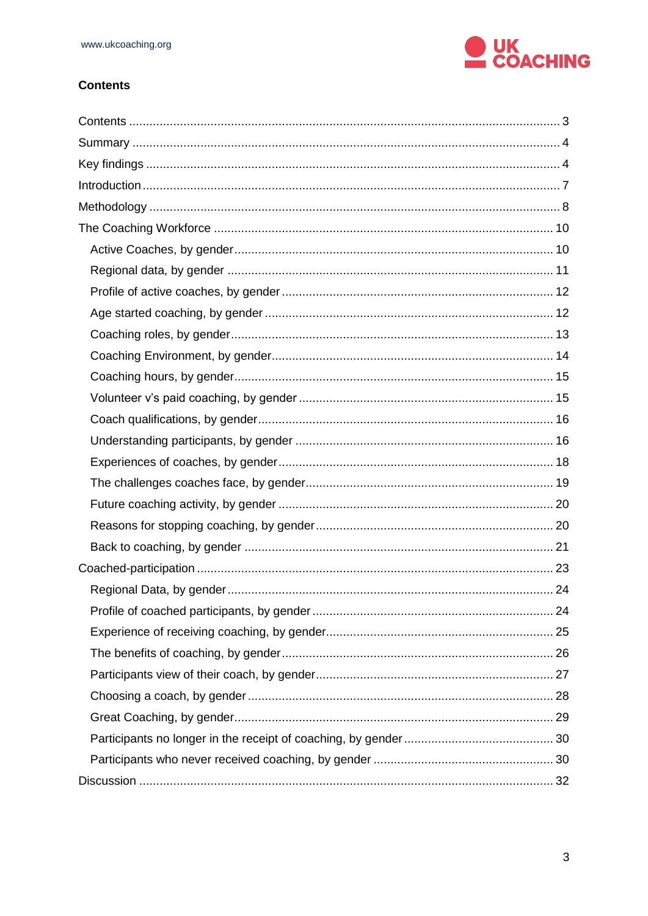## Contents

- Contents ... 3
- Summary ... 4
- Key findings ... 4
- Introduction ... 7
- Methodology ... 8
- The Coaching Workforce ... 10
  - Active Coaches, by gender ... 10
  - Regional data, by gender ... 11
  - Profile of active coaches, by gender ... 12
  - Age started coaching, by gender ... 12
  - Coaching roles, by gender ... 13
  - Coaching Environment, by gender ... 14
  - Coaching hours, by gender ... 15
  - Volunteer v's paid coaching, by gender ... 15
  - Coach qualifications, by gender ... 16
  - Understanding participants, by gender ... 16
  - Experiences of coaches, by gender ... 18
  - The challenges coaches face, by gender ... 19
  - Future coaching activity, by gender ... 20
  - Reasons for stopping coaching, by gender ... 20
  - Back to coaching, by gender ... 21
- Coached-participation ... 23
  - Regional Data, by gender ... 24
  - Profile of coached participants, by gender ... 24
  - Experience of receiving coaching, by gender ... 25
  - The benefits of coaching, by gender ... 26
  - Participants view of their coach, by gender ... 27
  - Choosing a coach, by gender ... 28
  - Great Coaching, by gender ... 29
  - Participants no longer in the receipt of coaching, by gender ... 30
  - Participants who never received coaching, by gender ... 30
- Discussion ... 32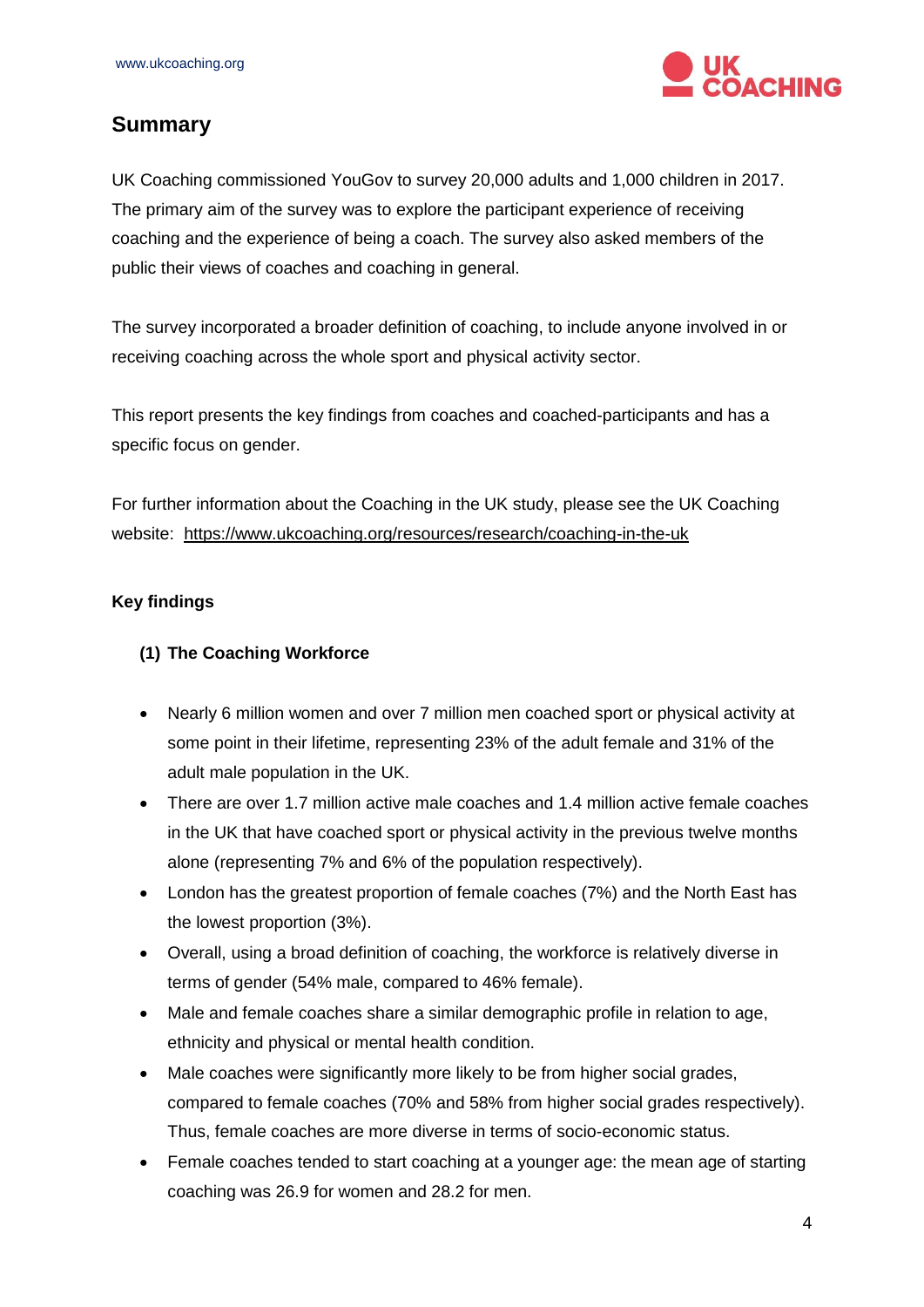## Summary

UK Coaching commissioned YouGov to survey 20,000 adults and 1,000 children in 2017. The primary aim of the survey was to explore the participant experience of receiving coaching and the experience of being a coach. The survey also asked members of the public their views of coaches and coaching in general.

The survey incorporated a broader definition of coaching, to include anyone involved in or receiving coaching across the whole sport and physical activity sector.

This report presents the key findings from coaches and coached-participants and has a specific focus on gender.

For further information about the Coaching in the UK study, please see the UK Coaching website: https://www.ukcoaching.org/resources/research/coaching-in-the-uk

### Key findings

#### (1) The Coaching Workforce

- Nearly 6 million women and over 7 million men coached sport or physical activity at some point in their lifetime, representing 23% of the adult female and 31% of the adult male population in the UK.
- There are over 1.7 million active male coaches and 1.4 million active female coaches in the UK that have coached sport or physical activity in the previous twelve months alone (representing 7% and 6% of the population respectively).
- London has the greatest proportion of female coaches (7%) and the North East has the lowest proportion (3%).
- Overall, using a broad definition of coaching, the workforce is relatively diverse in terms of gender (54% male, compared to 46% female).
- Male and female coaches share a similar demographic profile in relation to age, ethnicity and physical or mental health condition.
- Male coaches were significantly more likely to be from higher social grades, compared to female coaches (70% and 58% from higher social grades respectively). Thus, female coaches are more diverse in terms of socio-economic status.
- Female coaches tended to start coaching at a younger age: the mean age of starting coaching was 26.9 for women and 28.2 for men.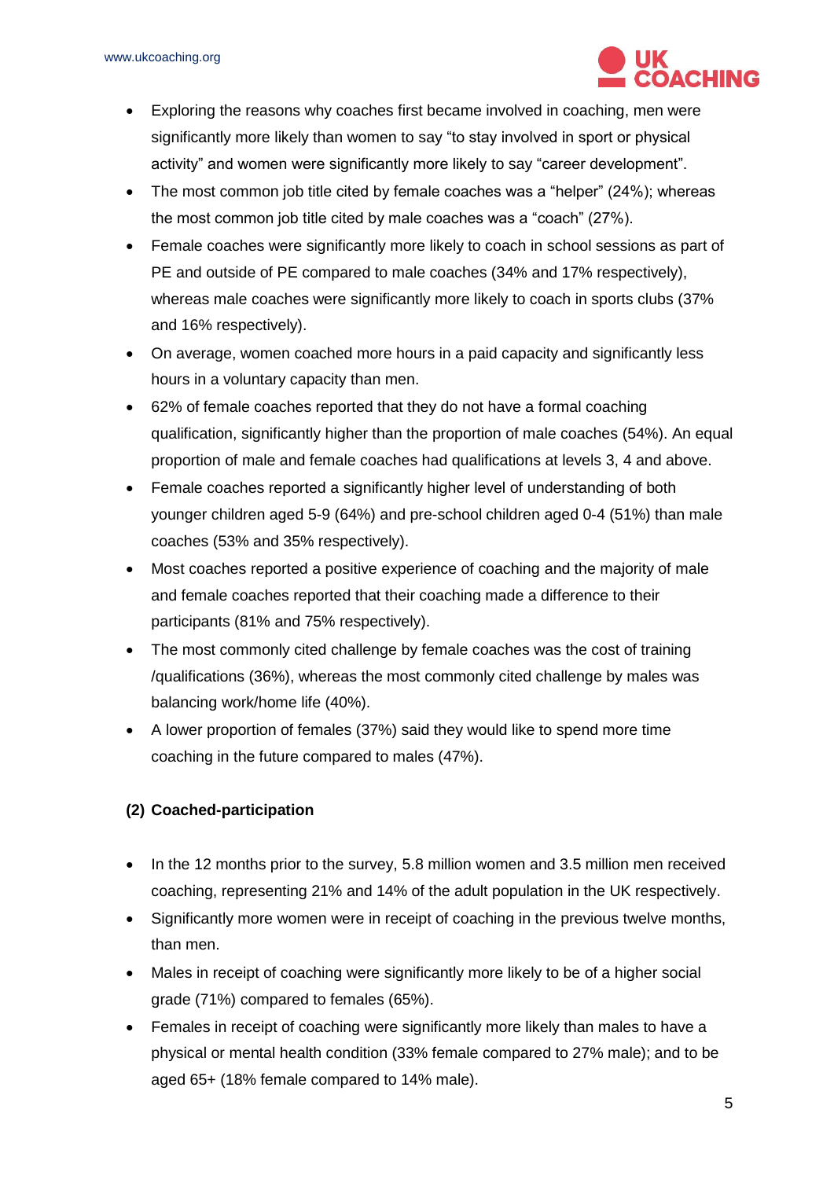- Exploring the reasons why coaches first became involved in coaching, men were significantly more likely than women to say "to stay involved in sport or physical activity" and women were significantly more likely to say "career development".
- The most common job title cited by female coaches was a "helper" (24%); whereas the most common job title cited by male coaches was a "coach" (27%).
- Female coaches were significantly more likely to coach in school sessions as part of PE and outside of PE compared to male coaches (34% and 17% respectively), whereas male coaches were significantly more likely to coach in sports clubs (37% and 16% respectively).
- On average, women coached more hours in a paid capacity and significantly less hours in a voluntary capacity than men.
- 62% of female coaches reported that they do not have a formal coaching qualification, significantly higher than the proportion of male coaches (54%). An equal proportion of male and female coaches had qualifications at levels 3, 4 and above.
- Female coaches reported a significantly higher level of understanding of both younger children aged 5-9 (64%) and pre-school children aged 0-4 (51%) than male coaches (53% and 35% respectively).
- Most coaches reported a positive experience of coaching and the majority of male and female coaches reported that their coaching made a difference to their participants (81% and 75% respectively).
- The most commonly cited challenge by female coaches was the cost of training /qualifications (36%), whereas the most commonly cited challenge by males was balancing work/home life (40%).
- A lower proportion of females (37%) said they would like to spend more time coaching in the future compared to males (47%).

**(2) Coached-participation**

- In the 12 months prior to the survey, 5.8 million women and 3.5 million men received coaching, representing 21% and 14% of the adult population in the UK respectively.
- Significantly more women were in receipt of coaching in the previous twelve months, than men.
- Males in receipt of coaching were significantly more likely to be of a higher social grade (71%) compared to females (65%).
- Females in receipt of coaching were significantly more likely than males to have a physical or mental health condition (33% female compared to 27% male); and to be aged 65+ (18% female compared to 14% male).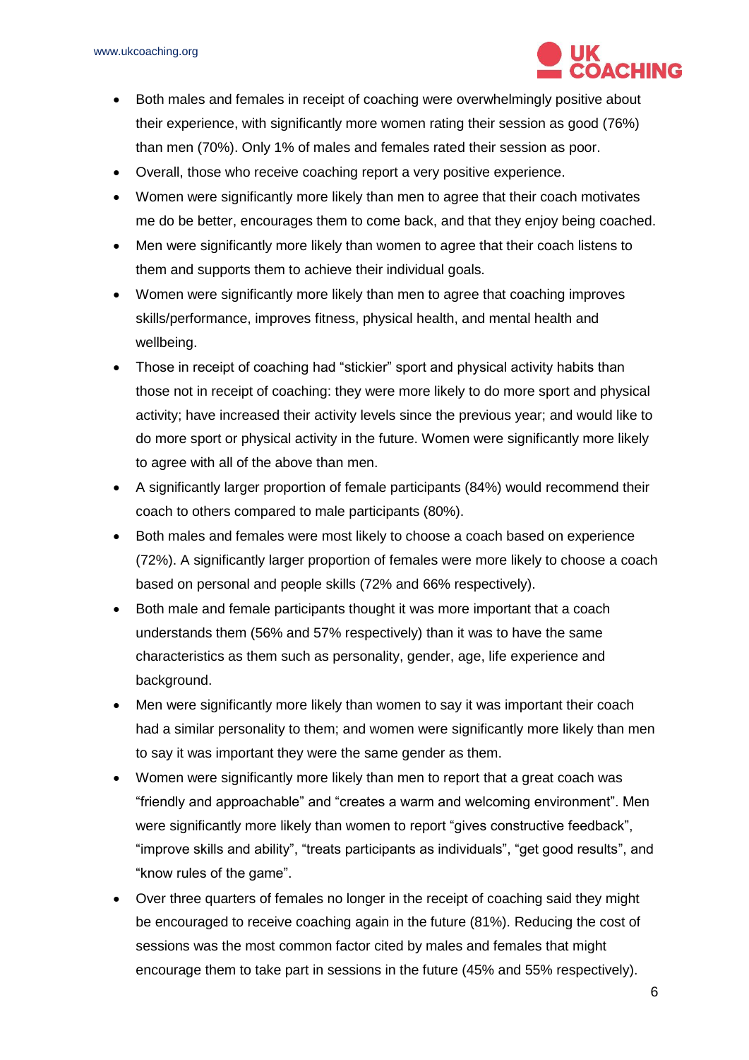- Both males and females in receipt of coaching were overwhelmingly positive about their experience, with significantly more women rating their session as good (76%) than men (70%). Only 1% of males and females rated their session as poor.
- Overall, those who receive coaching report a very positive experience.
- Women were significantly more likely than men to agree that their coach motivates me do be better, encourages them to come back, and that they enjoy being coached.
- Men were significantly more likely than women to agree that their coach listens to them and supports them to achieve their individual goals.
- Women were significantly more likely than men to agree that coaching improves skills/performance, improves fitness, physical health, and mental health and wellbeing.
- Those in receipt of coaching had "stickier" sport and physical activity habits than those not in receipt of coaching: they were more likely to do more sport and physical activity; have increased their activity levels since the previous year; and would like to do more sport or physical activity in the future. Women were significantly more likely to agree with all of the above than men.
- A significantly larger proportion of female participants (84%) would recommend their coach to others compared to male participants (80%).
- Both males and females were most likely to choose a coach based on experience (72%). A significantly larger proportion of females were more likely to choose a coach based on personal and people skills (72% and 66% respectively).
- Both male and female participants thought it was more important that a coach understands them (56% and 57% respectively) than it was to have the same characteristics as them such as personality, gender, age, life experience and background.
- Men were significantly more likely than women to say it was important their coach had a similar personality to them; and women were significantly more likely than men to say it was important they were the same gender as them.
- Women were significantly more likely than men to report that a great coach was "friendly and approachable" and "creates a warm and welcoming environment". Men were significantly more likely than women to report "gives constructive feedback", "improve skills and ability", "treats participants as individuals", "get good results", and "know rules of the game".
- Over three quarters of females no longer in the receipt of coaching said they might be encouraged to receive coaching again in the future (81%). Reducing the cost of sessions was the most common factor cited by males and females that might encourage them to take part in sessions in the future (45% and 55% respectively).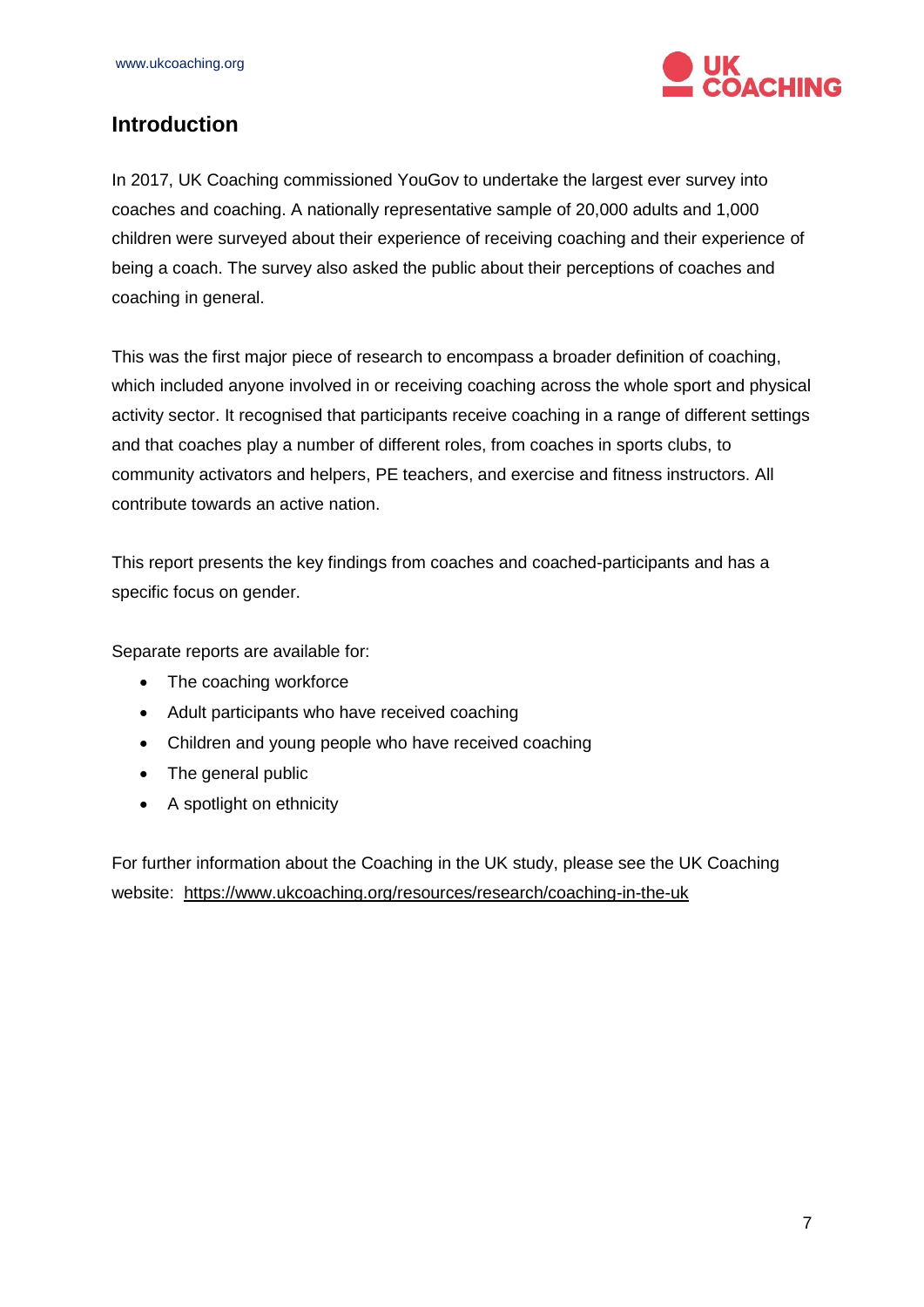## Introduction

In 2017, UK Coaching commissioned YouGov to undertake the largest ever survey into coaches and coaching. A nationally representative sample of 20,000 adults and 1,000 children were surveyed about their experience of receiving coaching and their experience of being a coach. The survey also asked the public about their perceptions of coaches and coaching in general.

This was the first major piece of research to encompass a broader definition of coaching, which included anyone involved in or receiving coaching across the whole sport and physical activity sector. It recognised that participants receive coaching in a range of different settings and that coaches play a number of different roles, from coaches in sports clubs, to community activators and helpers, PE teachers, and exercise and fitness instructors. All contribute towards an active nation.

This report presents the key findings from coaches and coached-participants and has a specific focus on gender.

Separate reports are available for:

- The coaching workforce
- Adult participants who have received coaching
- Children and young people who have received coaching
- The general public
- A spotlight on ethnicity

For further information about the Coaching in the UK study, please see the UK Coaching website: https://www.ukcoaching.org/resources/research/coaching-in-the-uk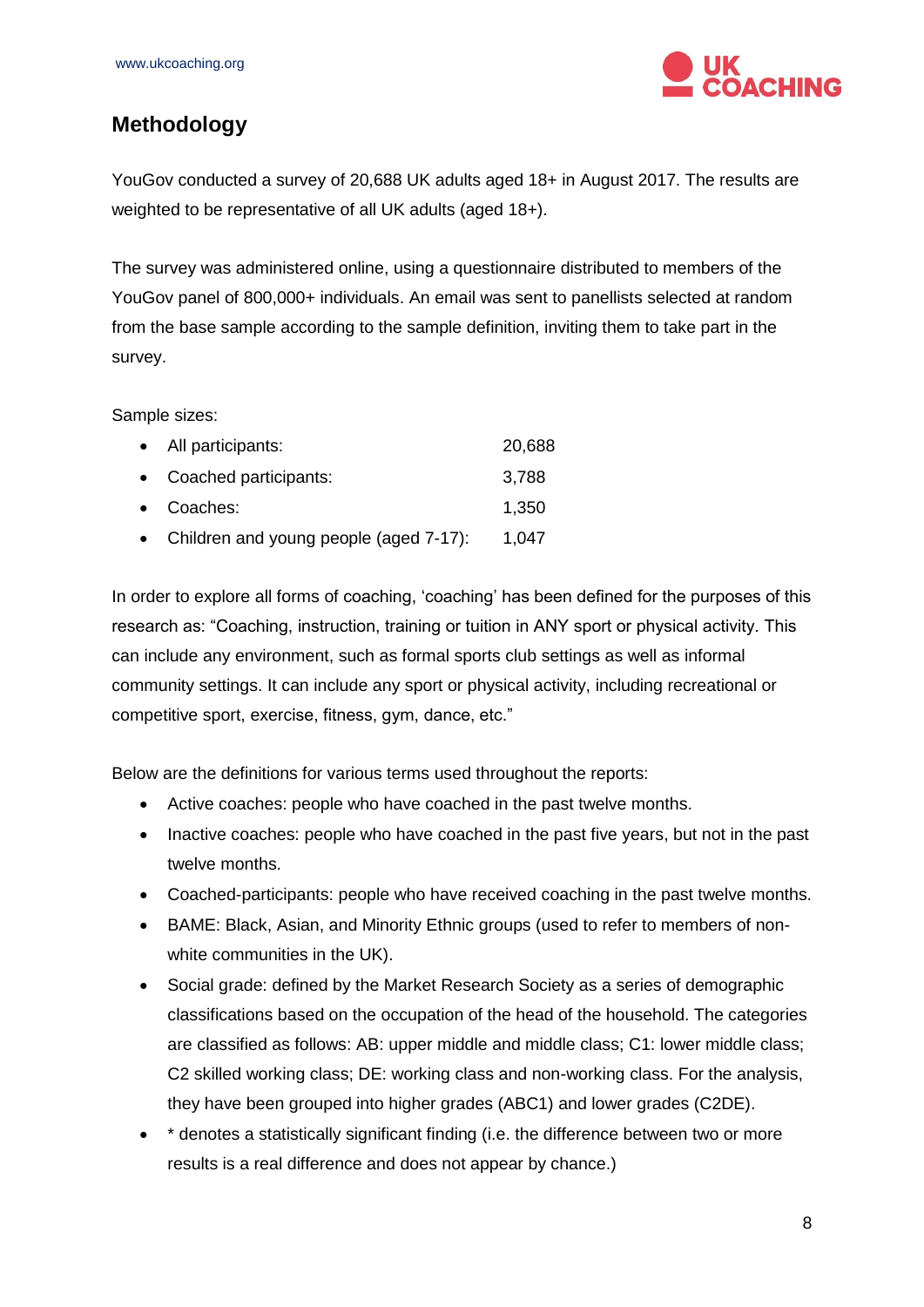## Methodology

YouGov conducted a survey of 20,688 UK adults aged 18+ in August 2017. The results are weighted to be representative of all UK adults (aged 18+).

The survey was administered online, using a questionnaire distributed to members of the YouGov panel of 800,000+ individuals. An email was sent to panellists selected at random from the base sample according to the sample definition, inviting them to take part in the survey.

Sample sizes:

- All participants: 20,688
- Coached participants: 3,788
- Coaches: 1,350
- Children and young people (aged 7-17): 1,047

In order to explore all forms of coaching, 'coaching' has been defined for the purposes of this research as: "Coaching, instruction, training or tuition in ANY sport or physical activity. This can include any environment, such as formal sports club settings as well as informal community settings. It can include any sport or physical activity, including recreational or competitive sport, exercise, fitness, gym, dance, etc."

Below are the definitions for various terms used throughout the reports:

- Active coaches: people who have coached in the past twelve months.
- Inactive coaches: people who have coached in the past five years, but not in the past twelve months.
- Coached-participants: people who have received coaching in the past twelve months.
- BAME: Black, Asian, and Minority Ethnic groups (used to refer to members of non-white communities in the UK).
- Social grade: defined by the Market Research Society as a series of demographic classifications based on the occupation of the head of the household. The categories are classified as follows: AB: upper middle and middle class; C1: lower middle class; C2 skilled working class; DE: working class and non-working class. For the analysis, they have been grouped into higher grades (ABC1) and lower grades (C2DE).
- * denotes a statistically significant finding (i.e. the difference between two or more results is a real difference and does not appear by chance.)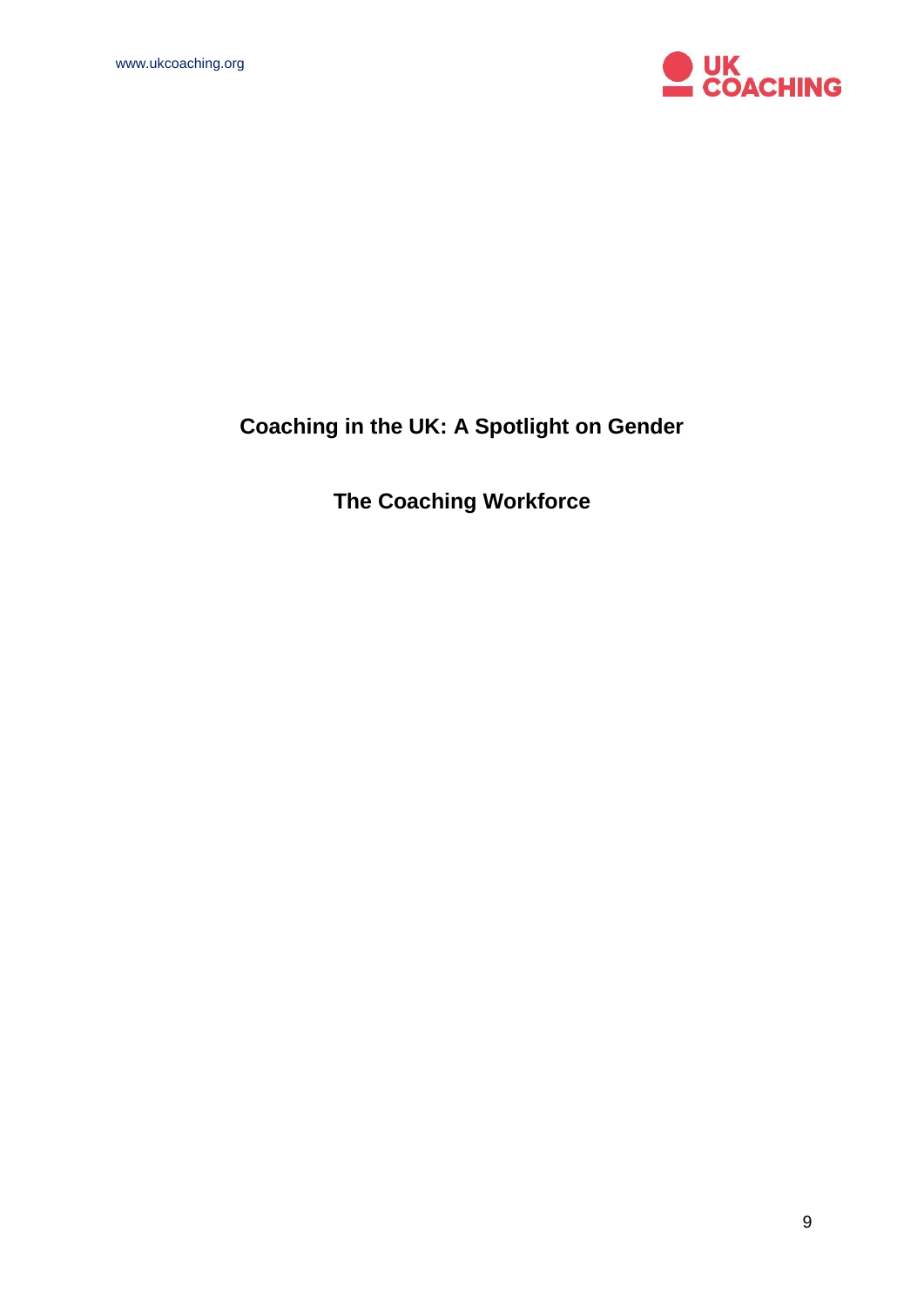# Coaching in the UK: A Spotlight on Gender

## The Coaching Workforce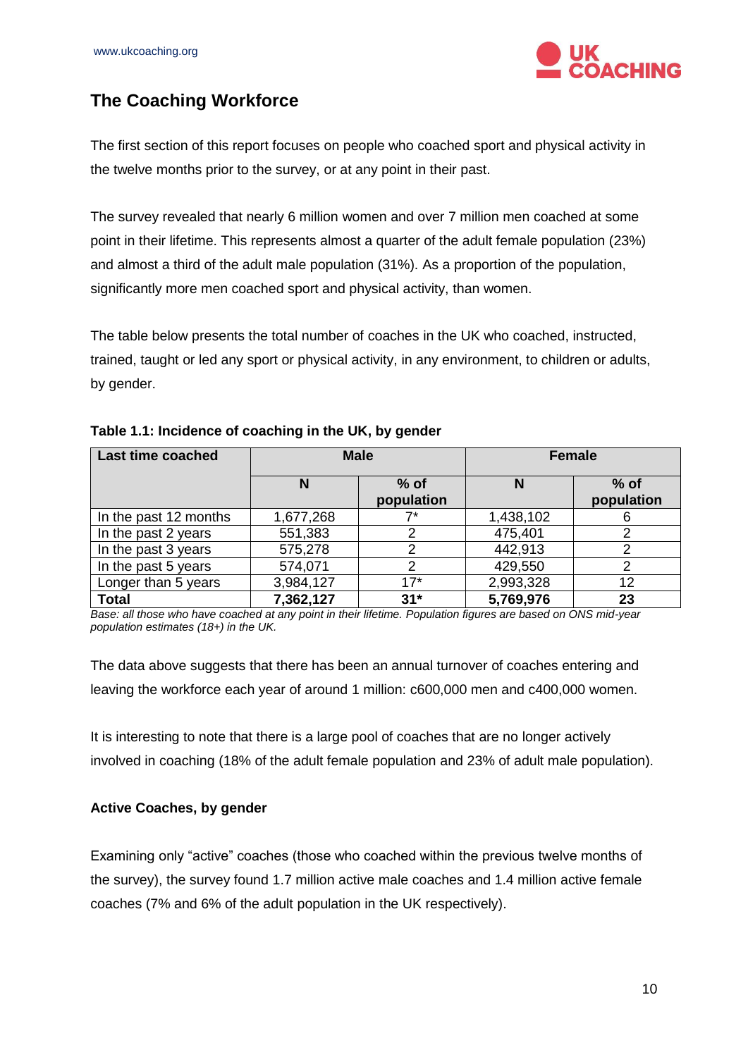## The Coaching Workforce

The first section of this report focuses on people who coached sport and physical activity in the twelve months prior to the survey, or at any point in their past.

The survey revealed that nearly 6 million women and over 7 million men coached at some point in their lifetime. This represents almost a quarter of the adult female population (23%) and almost a third of the adult male population (31%). As a proportion of the population, significantly more men coached sport and physical activity, than women.

The table below presents the total number of coaches in the UK who coached, instructed, trained, taught or led any sport or physical activity, in any environment, to children or adults, by gender.

**Table 1.1: Incidence of coaching in the UK, by gender**

| Last time coached | Male | | Female | |
|---|---|---|---|---|
| | **N** | **% of population** | **N** | **% of population** |
| In the past 12 months | 1,677,268 | 7* | 1,438,102 | 6 |
| In the past 2 years | 551,383 | 2 | 475,401 | 2 |
| In the past 3 years | 575,278 | 2 | 442,913 | 2 |
| In the past 5 years | 574,071 | 2 | 429,550 | 2 |
| Longer than 5 years | 3,984,127 | 17* | 2,993,328 | 12 |
| **Total** | **7,362,127** | **31*** | **5,769,976** | **23** |

*Base: all those who have coached at any point in their lifetime. Population figures are based on ONS mid-year population estimates (18+) in the UK.*

The data above suggests that there has been an annual turnover of coaches entering and leaving the workforce each year of around 1 million: c600,000 men and c400,000 women.

It is interesting to note that there is a large pool of coaches that are no longer actively involved in coaching (18% of the adult female population and 23% of adult male population).

**Active Coaches, by gender**

Examining only "active" coaches (those who coached within the previous twelve months of the survey), the survey found 1.7 million active male coaches and 1.4 million active female coaches (7% and 6% of the adult population in the UK respectively).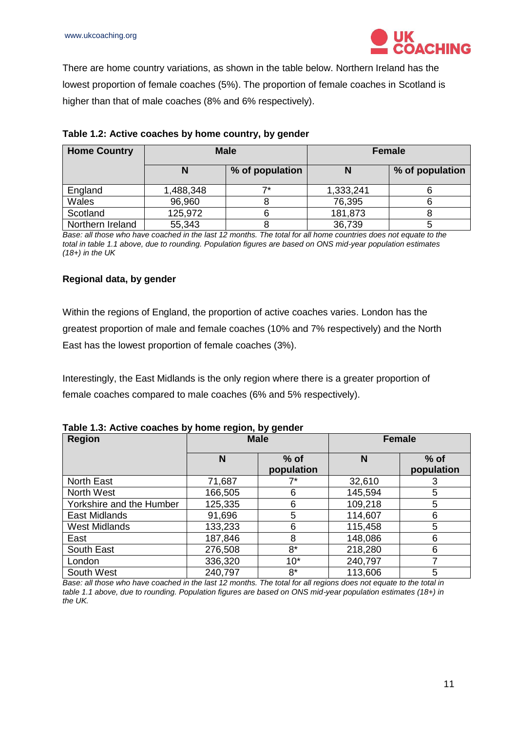There are home country variations, as shown in the table below. Northern Ireland has the lowest proportion of female coaches (5%). The proportion of female coaches in Scotland is higher than that of male coaches (8% and 6% respectively).

**Table 1.2: Active coaches by home country, by gender**

| Home Country | Male | | Female | |
|---|---|---|---|---|
| | N | % of population | N | % of population |
| England | 1,488,348 | 7* | 1,333,241 | 6 |
| Wales | 96,960 | 8 | 76,395 | 6 |
| Scotland | 125,972 | 6 | 181,873 | 8 |
| Northern Ireland | 55,343 | 8 | 36,739 | 5 |

*Base: all those who have coached in the last 12 months. The total for all home countries does not equate to the total in table 1.1 above, due to rounding. Population figures are based on ONS mid-year population estimates (18+) in the UK*

**Regional data, by gender**

Within the regions of England, the proportion of active coaches varies. London has the greatest proportion of male and female coaches (10% and 7% respectively) and the North East has the lowest proportion of female coaches (3%).

Interestingly, the East Midlands is the only region where there is a greater proportion of female coaches compared to male coaches (6% and 5% respectively).

**Table 1.3: Active coaches by home region, by gender**

| Region | Male | | Female | |
|---|---|---|---|---|
| | N | % of population | N | % of population |
| North East | 71,687 | 7* | 32,610 | 3 |
| North West | 166,505 | 6 | 145,594 | 5 |
| Yorkshire and the Humber | 125,335 | 6 | 109,218 | 5 |
| East Midlands | 91,696 | 5 | 114,607 | 6 |
| West Midlands | 133,233 | 6 | 115,458 | 5 |
| East | 187,846 | 8 | 148,086 | 6 |
| South East | 276,508 | 8* | 218,280 | 6 |
| London | 336,320 | 10* | 240,797 | 7 |
| South West | 240,797 | 8* | 113,606 | 5 |

*Base: all those who have coached in the last 12 months. The total for all regions does not equate to the total in table 1.1 above, due to rounding. Population figures are based on ONS mid-year population estimates (18+) in the UK.*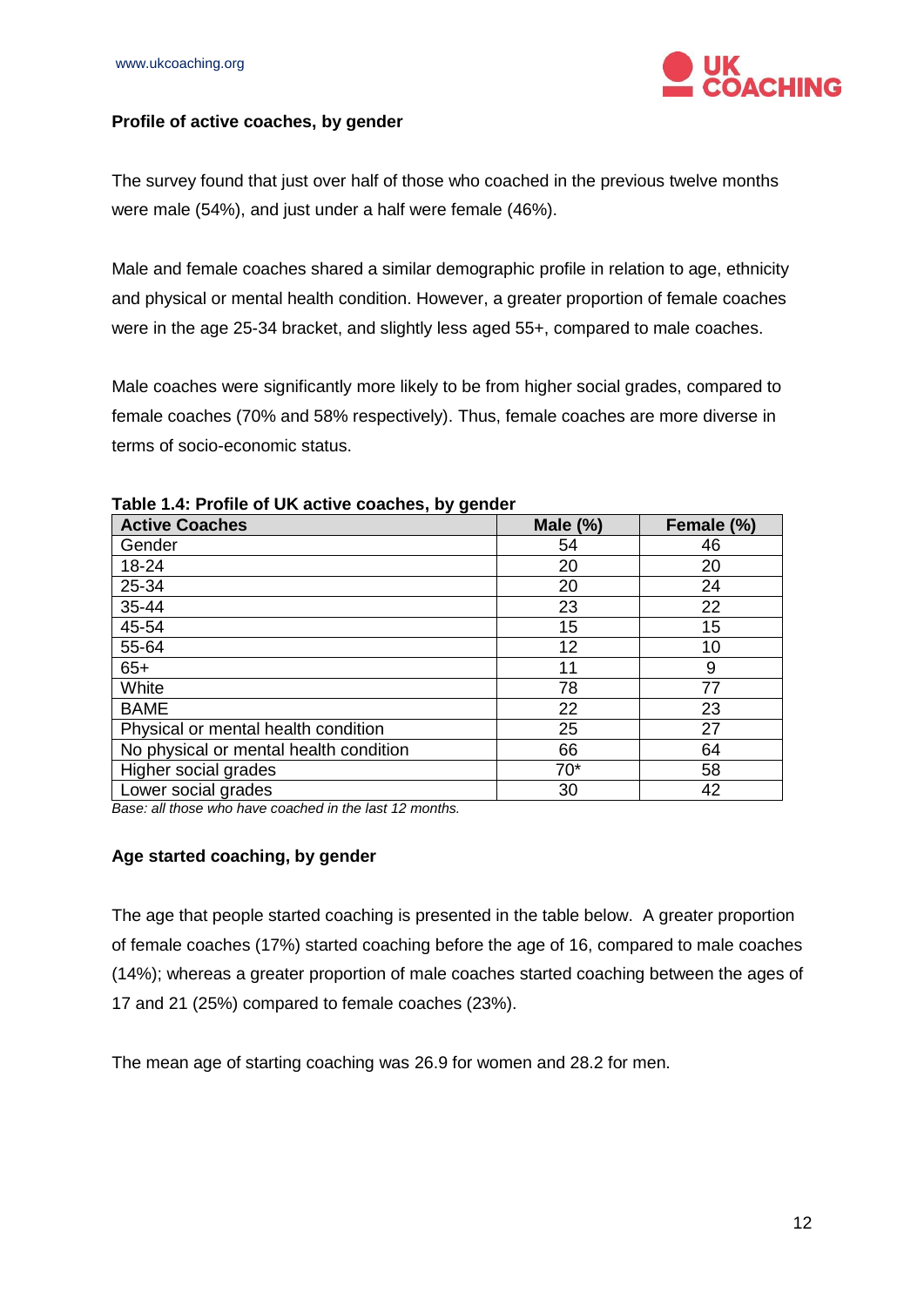### Profile of active coaches, by gender

The survey found that just over half of those who coached in the previous twelve months were male (54%), and just under a half were female (46%).

Male and female coaches shared a similar demographic profile in relation to age, ethnicity and physical or mental health condition. However, a greater proportion of female coaches were in the age 25-34 bracket, and slightly less aged 55+, compared to male coaches.

Male coaches were significantly more likely to be from higher social grades, compared to female coaches (70% and 58% respectively). Thus, female coaches are more diverse in terms of socio-economic status.

**Table 1.4: Profile of UK active coaches, by gender**

| Active Coaches | Male (%) | Female (%) |
|---|---|---|
| Gender | 54 | 46 |
| 18-24 | 20 | 20 |
| 25-34 | 20 | 24 |
| 35-44 | 23 | 22 |
| 45-54 | 15 | 15 |
| 55-64 | 12 | 10 |
| 65+ | 11 | 9 |
| White | 78 | 77 |
| BAME | 22 | 23 |
| Physical or mental health condition | 25 | 27 |
| No physical or mental health condition | 66 | 64 |
| Higher social grades | 70* | 58 |
| Lower social grades | 30 | 42 |

*Base: all those who have coached in the last 12 months.*

### Age started coaching, by gender

The age that people started coaching is presented in the table below. A greater proportion of female coaches (17%) started coaching before the age of 16, compared to male coaches (14%); whereas a greater proportion of male coaches started coaching between the ages of 17 and 21 (25%) compared to female coaches (23%).

The mean age of starting coaching was 26.9 for women and 28.2 for men.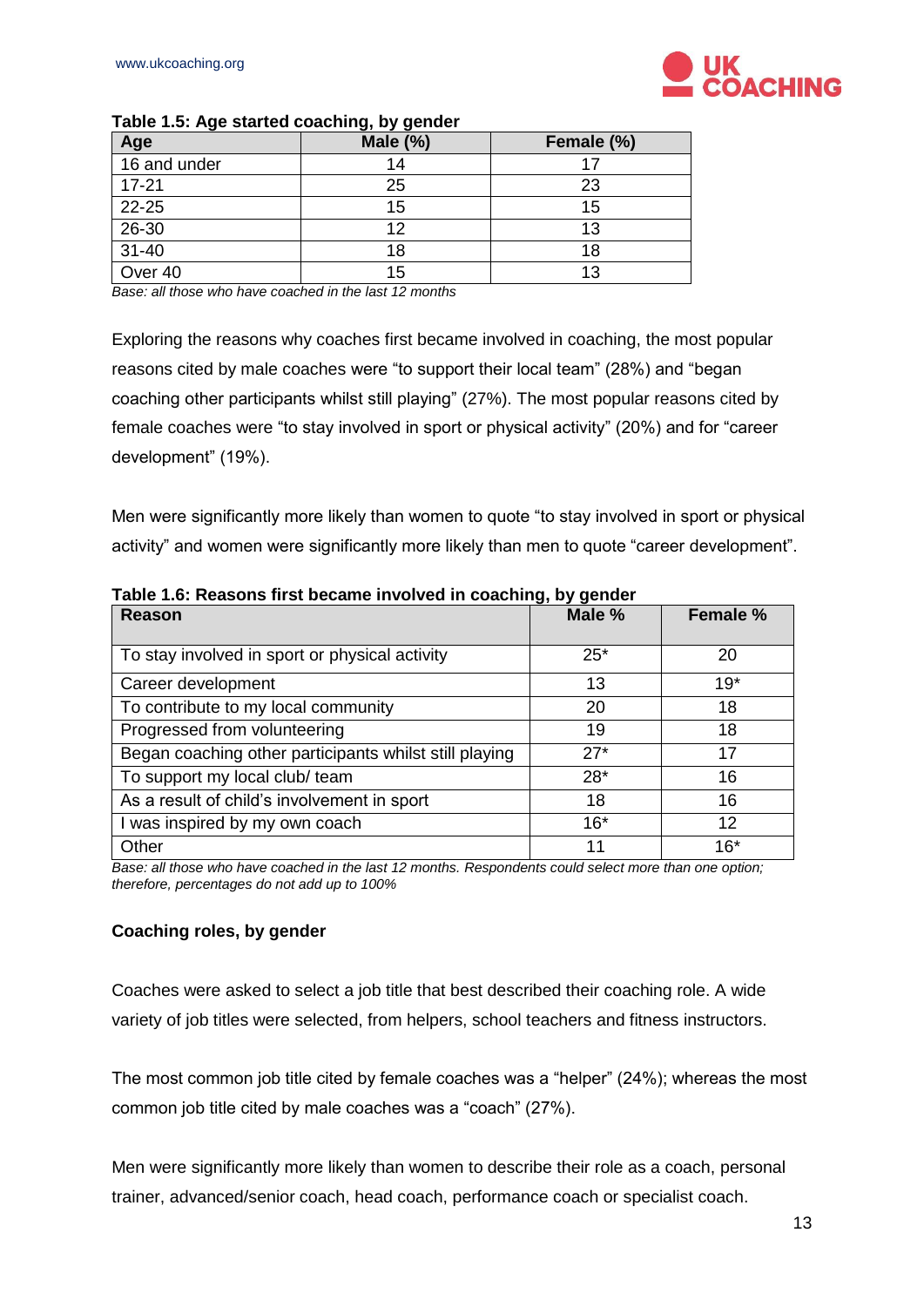**Table 1.5: Age started coaching, by gender**

| Age | Male (%) | Female (%) |
|---|---|---|
| 16 and under | 14 | 17 |
| 17-21 | 25 | 23 |
| 22-25 | 15 | 15 |
| 26-30 | 12 | 13 |
| 31-40 | 18 | 18 |
| Over 40 | 15 | 13 |

*Base: all those who have coached in the last 12 months*

Exploring the reasons why coaches first became involved in coaching, the most popular reasons cited by male coaches were "to support their local team" (28%) and "began coaching other participants whilst still playing" (27%). The most popular reasons cited by female coaches were "to stay involved in sport or physical activity" (20%) and for "career development" (19%).

Men were significantly more likely than women to quote "to stay involved in sport or physical activity" and women were significantly more likely than men to quote "career development".

**Table 1.6: Reasons first became involved in coaching, by gender**

| Reason | Male % | Female % |
|---|---|---|
| To stay involved in sport or physical activity | 25* | 20 |
| Career development | 13 | 19* |
| To contribute to my local community | 20 | 18 |
| Progressed from volunteering | 19 | 18 |
| Began coaching other participants whilst still playing | 27* | 17 |
| To support my local club/ team | 28* | 16 |
| As a result of child's involvement in sport | 18 | 16 |
| I was inspired by my own coach | 16* | 12 |
| Other | 11 | 16* |

*Base: all those who have coached in the last 12 months. Respondents could select more than one option; therefore, percentages do not add up to 100%*

**Coaching roles, by gender**

Coaches were asked to select a job title that best described their coaching role. A wide variety of job titles were selected, from helpers, school teachers and fitness instructors.

The most common job title cited by female coaches was a "helper" (24%); whereas the most common job title cited by male coaches was a "coach" (27%).

Men were significantly more likely than women to describe their role as a coach, personal trainer, advanced/senior coach, head coach, performance coach or specialist coach.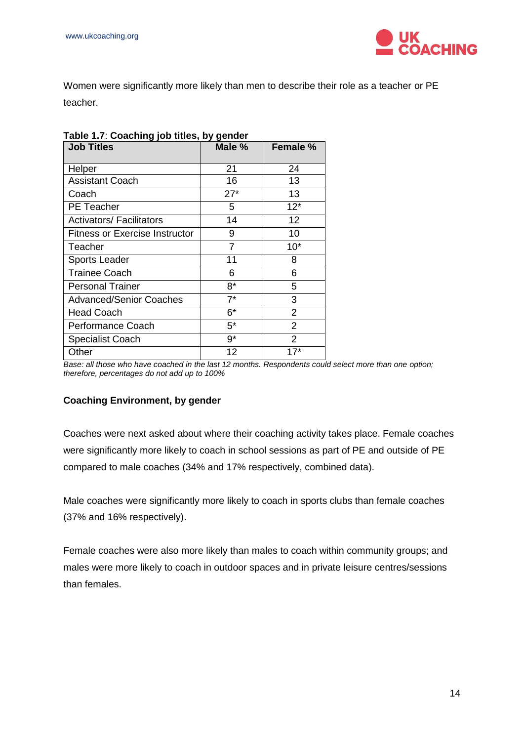Women were significantly more likely than men to describe their role as a teacher or PE teacher.

**Table 1.7**: **Coaching job titles, by gender**

| Job Titles | Male % | Female % |
|---|---|---|
| Helper | 21 | 24 |
| Assistant Coach | 16 | 13 |
| Coach | 27* | 13 |
| PE Teacher | 5 | 12* |
| Activators/ Facilitators | 14 | 12 |
| Fitness or Exercise Instructor | 9 | 10 |
| Teacher | 7 | 10* |
| Sports Leader | 11 | 8 |
| Trainee Coach | 6 | 6 |
| Personal Trainer | 8* | 5 |
| Advanced/Senior Coaches | 7* | 3 |
| Head Coach | 6* | 2 |
| Performance Coach | 5* | 2 |
| Specialist Coach | 9* | 2 |
| Other | 12 | 17* |

*Base: all those who have coached in the last 12 months. Respondents could select more than one option; therefore, percentages do not add up to 100%*

**Coaching Environment, by gender**

Coaches were next asked about where their coaching activity takes place. Female coaches were significantly more likely to coach in school sessions as part of PE and outside of PE compared to male coaches (34% and 17% respectively, combined data).

Male coaches were significantly more likely to coach in sports clubs than female coaches (37% and 16% respectively).

Female coaches were also more likely than males to coach within community groups; and males were more likely to coach in outdoor spaces and in private leisure centres/sessions than females.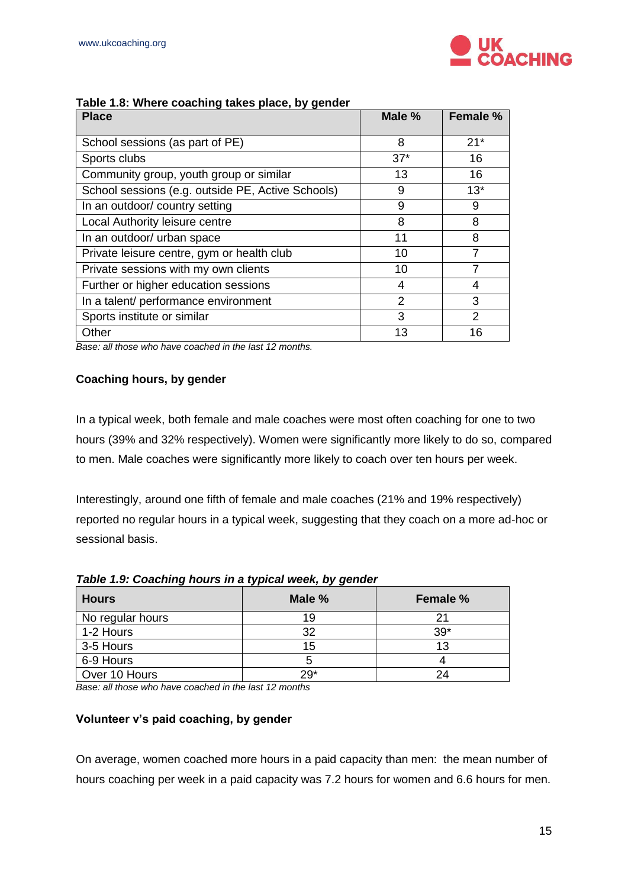**Table 1.8: Where coaching takes place, by gender**

| Place | Male % | Female % |
|---|---|---|
| School sessions (as part of PE) | 8 | 21* |
| Sports clubs | 37* | 16 |
| Community group, youth group or similar | 13 | 16 |
| School sessions (e.g. outside PE, Active Schools) | 9 | 13* |
| In an outdoor/ country setting | 9 | 9 |
| Local Authority leisure centre | 8 | 8 |
| In an outdoor/ urban space | 11 | 8 |
| Private leisure centre, gym or health club | 10 | 7 |
| Private sessions with my own clients | 10 | 7 |
| Further or higher education sessions | 4 | 4 |
| In a talent/ performance environment | 2 | 3 |
| Sports institute or similar | 3 | 2 |
| Other | 13 | 16 |

*Base: all those who have coached in the last 12 months.*

**Coaching hours, by gender**

In a typical week, both female and male coaches were most often coaching for one to two hours (39% and 32% respectively). Women were significantly more likely to do so, compared to men. Male coaches were significantly more likely to coach over ten hours per week.

Interestingly, around one fifth of female and male coaches (21% and 19% respectively) reported no regular hours in a typical week, suggesting that they coach on a more ad-hoc or sessional basis.

***Table 1.9: Coaching hours in a typical week, by gender***

| Hours | Male % | Female % |
|---|---|---|
| No regular hours | 19 | 21 |
| 1-2 Hours | 32 | 39* |
| 3-5 Hours | 15 | 13 |
| 6-9 Hours | 5 | 4 |
| Over 10 Hours | 29* | 24 |

*Base: all those who have coached in the last 12 months*

**Volunteer v's paid coaching, by gender**

On average, women coached more hours in a paid capacity than men: the mean number of hours coaching per week in a paid capacity was 7.2 hours for women and 6.6 hours for men.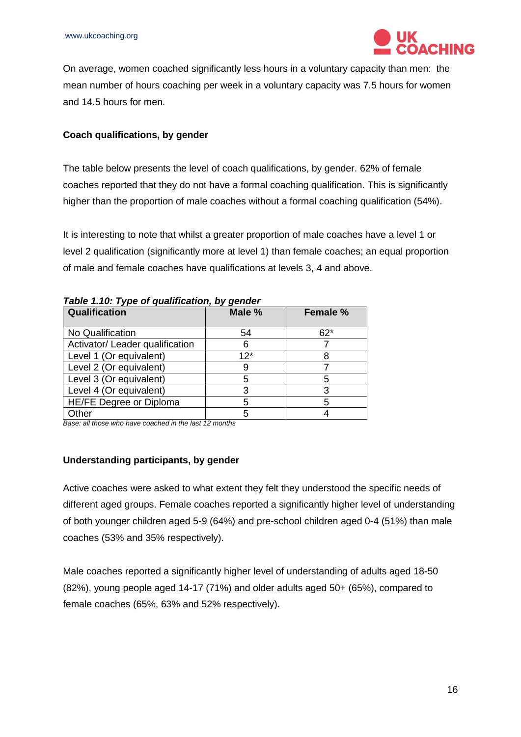On average, women coached significantly less hours in a voluntary capacity than men: the mean number of hours coaching per week in a voluntary capacity was 7.5 hours for women and 14.5 hours for men.

**Coach qualifications, by gender**

The table below presents the level of coach qualifications, by gender. 62% of female coaches reported that they do not have a formal coaching qualification. This is significantly higher than the proportion of male coaches without a formal coaching qualification (54%).

It is interesting to note that whilst a greater proportion of male coaches have a level 1 or level 2 qualification (significantly more at level 1) than female coaches; an equal proportion of male and female coaches have qualifications at levels 3, 4 and above.

***Table 1.10: Type of qualification, by gender***

| Qualification | Male % | Female % |
|---|---|---|
| No Qualification | 54 | 62* |
| Activator/ Leader qualification | 6 | 7 |
| Level 1 (Or equivalent) | 12* | 8 |
| Level 2 (Or equivalent) | 9 | 7 |
| Level 3 (Or equivalent) | 5 | 5 |
| Level 4 (Or equivalent) | 3 | 3 |
| HE/FE Degree or Diploma | 5 | 5 |
| Other | 5 | 4 |

*Base: all those who have coached in the last 12 months*

**Understanding participants, by gender**

Active coaches were asked to what extent they felt they understood the specific needs of different aged groups. Female coaches reported a significantly higher level of understanding of both younger children aged 5-9 (64%) and pre-school children aged 0-4 (51%) than male coaches (53% and 35% respectively).

Male coaches reported a significantly higher level of understanding of adults aged 18-50 (82%), young people aged 14-17 (71%) and older adults aged 50+ (65%), compared to female coaches (65%, 63% and 52% respectively).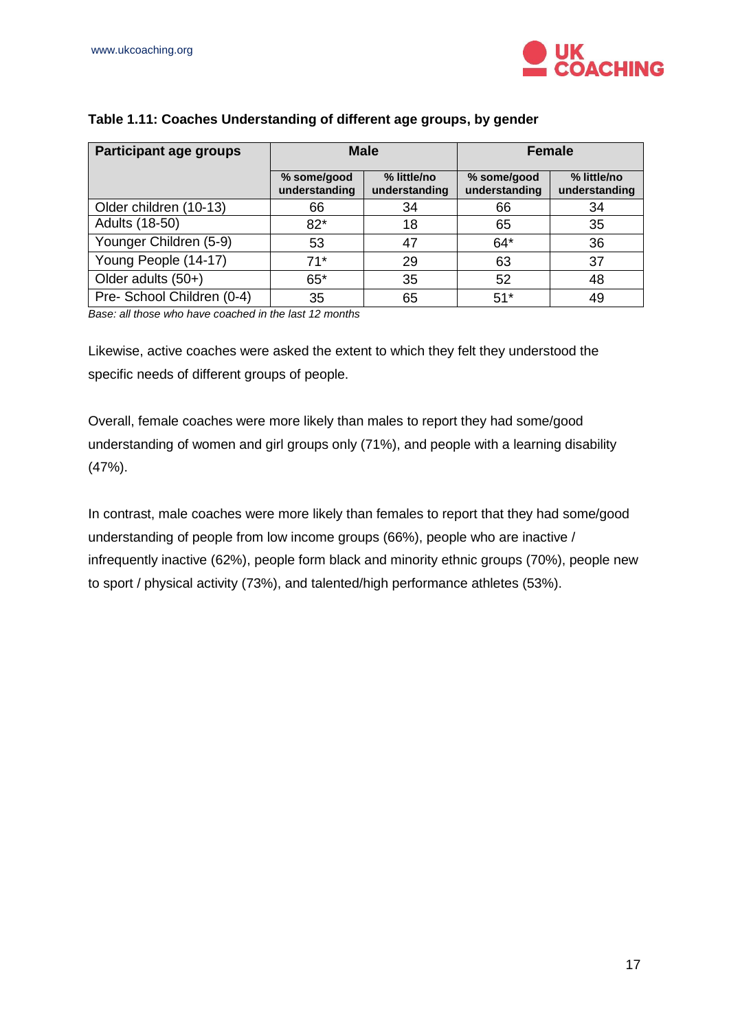**Table 1.11: Coaches Understanding of different age groups, by gender**

| Participant age groups | Male | | Female | |
|---|---|---|---|---|
| | % some/good understanding | % little/no understanding | % some/good understanding | % little/no understanding |
| Older children (10-13) | 66 | 34 | 66 | 34 |
| Adults (18-50) | 82* | 18 | 65 | 35 |
| Younger Children (5-9) | 53 | 47 | 64* | 36 |
| Young People (14-17) | 71* | 29 | 63 | 37 |
| Older adults (50+) | 65* | 35 | 52 | 48 |
| Pre- School Children (0-4) | 35 | 65 | 51* | 49 |

*Base: all those who have coached in the last 12 months*

Likewise, active coaches were asked the extent to which they felt they understood the specific needs of different groups of people.

Overall, female coaches were more likely than males to report they had some/good understanding of women and girl groups only (71%), and people with a learning disability (47%).

In contrast, male coaches were more likely than females to report that they had some/good understanding of people from low income groups (66%), people who are inactive / infrequently inactive (62%), people form black and minority ethnic groups (70%), people new to sport / physical activity (73%), and talented/high performance athletes (53%).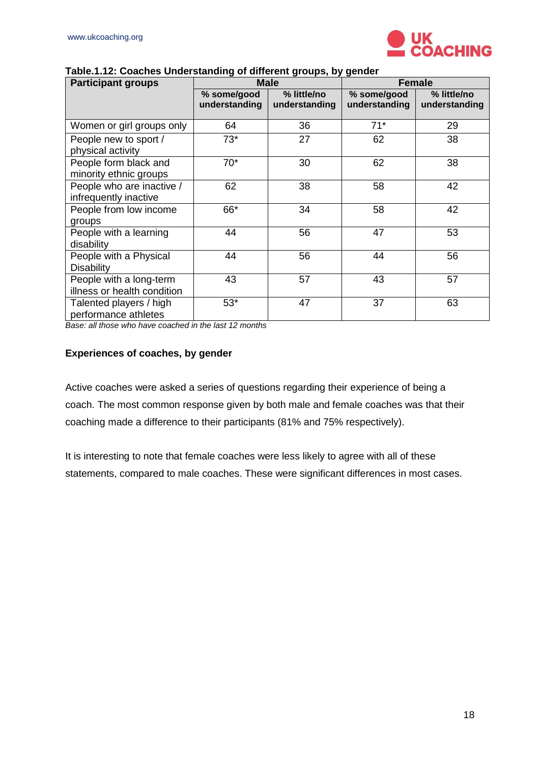**Table.1.12: Coaches Understanding of different groups, by gender**

| Participant groups | Male | | Female | |
|---|---|---|---|---|
| | % some/good understanding | % little/no understanding | % some/good understanding | % little/no understanding |
| Women or girl groups only | 64 | 36 | 71* | 29 |
| People new to sport / physical activity | 73* | 27 | 62 | 38 |
| People form black and minority ethnic groups | 70* | 30 | 62 | 38 |
| People who are inactive / infrequently inactive | 62 | 38 | 58 | 42 |
| People from low income groups | 66* | 34 | 58 | 42 |
| People with a learning disability | 44 | 56 | 47 | 53 |
| People with a Physical Disability | 44 | 56 | 44 | 56 |
| People with a long-term illness or health condition | 43 | 57 | 43 | 57 |
| Talented players / high performance athletes | 53* | 47 | 37 | 63 |

*Base: all those who have coached in the last 12 months*

**Experiences of coaches, by gender**

Active coaches were asked a series of questions regarding their experience of being a coach. The most common response given by both male and female coaches was that their coaching made a difference to their participants (81% and 75% respectively).

It is interesting to note that female coaches were less likely to agree with all of these statements, compared to male coaches. These were significant differences in most cases.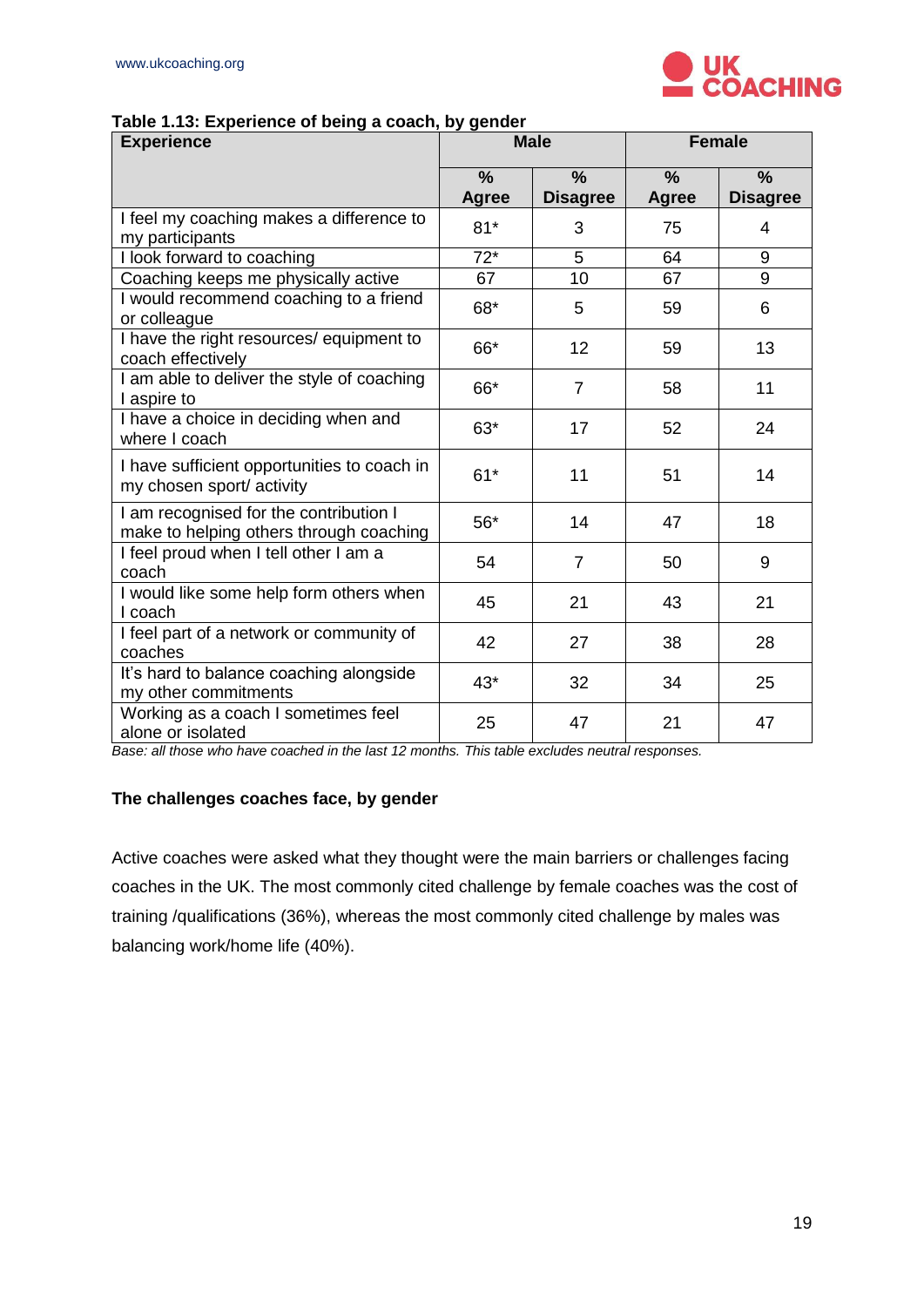**Table 1.13: Experience of being a coach, by gender**

| Experience | Male | | Female | |
|---|---|---|---|---|
| | % Agree | % Disagree | % Agree | % Disagree |
| I feel my coaching makes a difference to my participants | 81* | 3 | 75 | 4 |
| I look forward to coaching | 72* | 5 | 64 | 9 |
| Coaching keeps me physically active | 67 | 10 | 67 | 9 |
| I would recommend coaching to a friend or colleague | 68* | 5 | 59 | 6 |
| I have the right resources/ equipment to coach effectively | 66* | 12 | 59 | 13 |
| I am able to deliver the style of coaching I aspire to | 66* | 7 | 58 | 11 |
| I have a choice in deciding when and where I coach | 63* | 17 | 52 | 24 |
| I have sufficient opportunities to coach in my chosen sport/ activity | 61* | 11 | 51 | 14 |
| I am recognised for the contribution I make to helping others through coaching | 56* | 14 | 47 | 18 |
| I feel proud when I tell other I am a coach | 54 | 7 | 50 | 9 |
| I would like some help form others when I coach | 45 | 21 | 43 | 21 |
| I feel part of a network or community of coaches | 42 | 27 | 38 | 28 |
| It's hard to balance coaching alongside my other commitments | 43* | 32 | 34 | 25 |
| Working as a coach I sometimes feel alone or isolated | 25 | 47 | 21 | 47 |

*Base: all those who have coached in the last 12 months. This table excludes neutral responses.*

### The challenges coaches face, by gender

Active coaches were asked what they thought were the main barriers or challenges facing coaches in the UK. The most commonly cited challenge by female coaches was the cost of training /qualifications (36%), whereas the most commonly cited challenge by males was balancing work/home life (40%).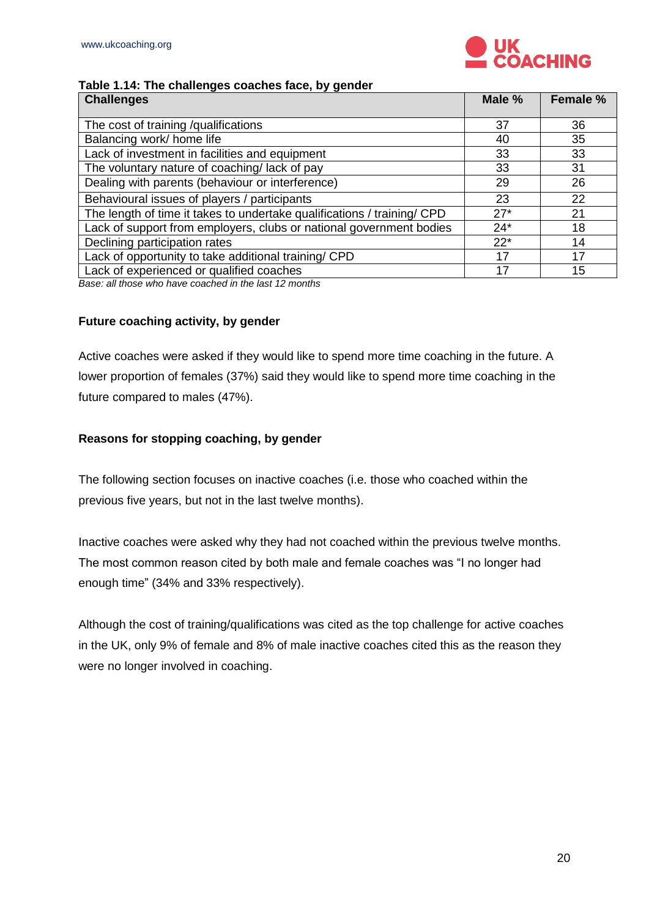**Table 1.14: The challenges coaches face, by gender**

| Challenges | Male % | Female % |
|---|---|---|
| The cost of training /qualifications | 37 | 36 |
| Balancing work/ home life | 40 | 35 |
| Lack of investment in facilities and equipment | 33 | 33 |
| The voluntary nature of coaching/ lack of pay | 33 | 31 |
| Dealing with parents (behaviour or interference) | 29 | 26 |
| Behavioural issues of players / participants | 23 | 22 |
| The length of time it takes to undertake qualifications / training/ CPD | 27* | 21 |
| Lack of support from employers, clubs or national government bodies | 24* | 18 |
| Declining participation rates | 22* | 14 |
| Lack of opportunity to take additional training/ CPD | 17 | 17 |
| Lack of experienced or qualified coaches | 17 | 15 |

*Base: all those who have coached in the last 12 months*

**Future coaching activity, by gender**

Active coaches were asked if they would like to spend more time coaching in the future. A lower proportion of females (37%) said they would like to spend more time coaching in the future compared to males (47%).

**Reasons for stopping coaching, by gender**

The following section focuses on inactive coaches (i.e. those who coached within the previous five years, but not in the last twelve months).

Inactive coaches were asked why they had not coached within the previous twelve months. The most common reason cited by both male and female coaches was "I no longer had enough time" (34% and 33% respectively).

Although the cost of training/qualifications was cited as the top challenge for active coaches in the UK, only 9% of female and 8% of male inactive coaches cited this as the reason they were no longer involved in coaching.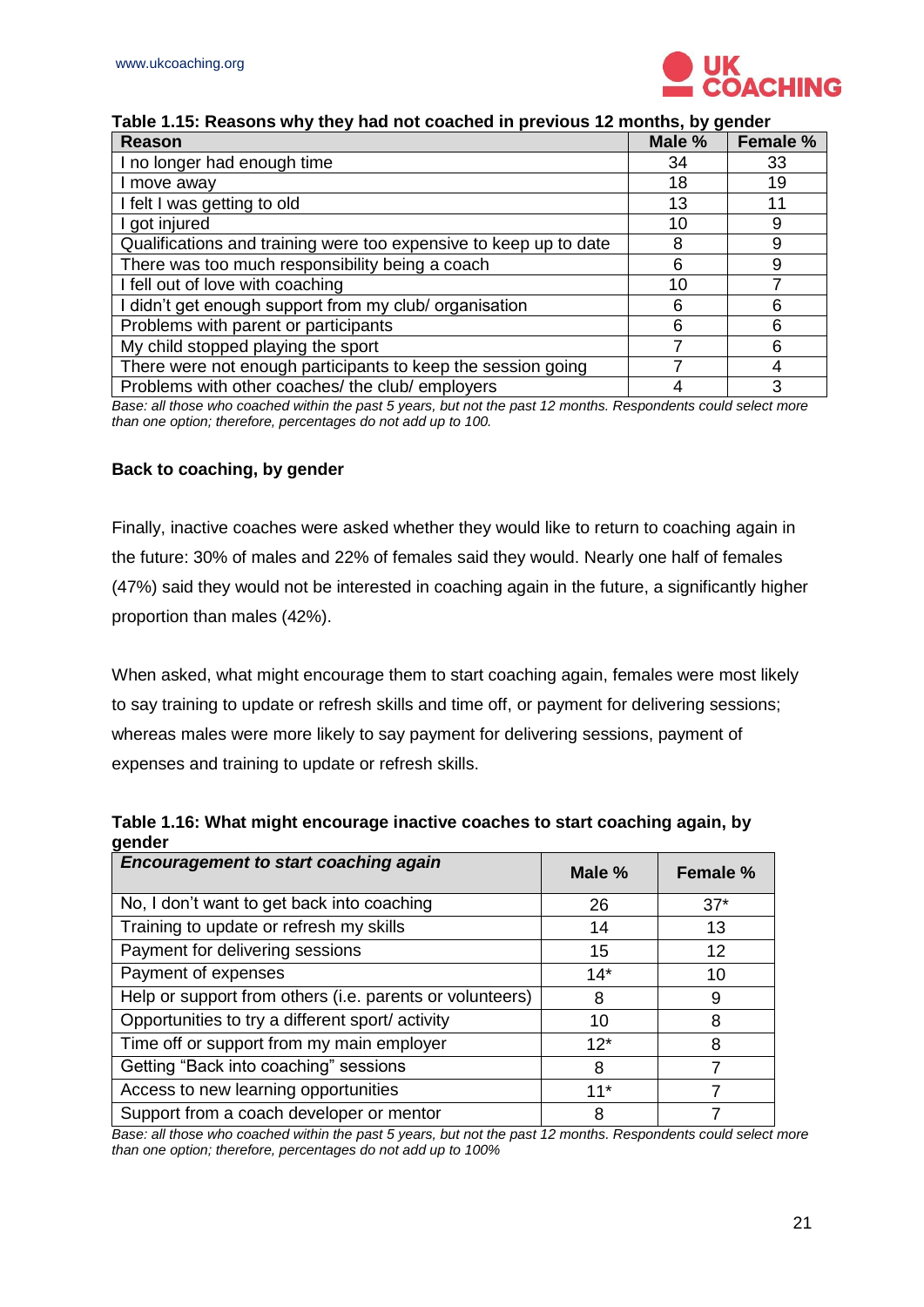**Table 1.15: Reasons why they had not coached in previous 12 months, by gender**

| Reason | Male % | Female % |
|---|---|---|
| I no longer had enough time | 34 | 33 |
| I move away | 18 | 19 |
| I felt I was getting to old | 13 | 11 |
| I got injured | 10 | 9 |
| Qualifications and training were too expensive to keep up to date | 8 | 9 |
| There was too much responsibility being a coach | 6 | 9 |
| I fell out of love with coaching | 10 | 7 |
| I didn't get enough support from my club/ organisation | 6 | 6 |
| Problems with parent or participants | 6 | 6 |
| My child stopped playing the sport | 7 | 6 |
| There were not enough participants to keep the session going | 7 | 4 |
| Problems with other coaches/ the club/ employers | 4 | 3 |

*Base: all those who coached within the past 5 years, but not the past 12 months. Respondents could select more than one option; therefore, percentages do not add up to 100.*

**Back to coaching, by gender**

Finally, inactive coaches were asked whether they would like to return to coaching again in the future: 30% of males and 22% of females said they would. Nearly one half of females (47%) said they would not be interested in coaching again in the future, a significantly higher proportion than males (42%).

When asked, what might encourage them to start coaching again, females were most likely to say training to update or refresh skills and time off, or payment for delivering sessions; whereas males were more likely to say payment for delivering sessions, payment of expenses and training to update or refresh skills.

**Table 1.16: What might encourage inactive coaches to start coaching again, by gender**

| *Encouragement to start coaching again* | Male % | Female % |
|---|---|---|
| No, I don't want to get back into coaching | 26 | 37* |
| Training to update or refresh my skills | 14 | 13 |
| Payment for delivering sessions | 15 | 12 |
| Payment of expenses | 14* | 10 |
| Help or support from others (i.e. parents or volunteers) | 8 | 9 |
| Opportunities to try a different sport/ activity | 10 | 8 |
| Time off or support from my main employer | 12* | 8 |
| Getting "Back into coaching" sessions | 8 | 7 |
| Access to new learning opportunities | 11* | 7 |
| Support from a coach developer or mentor | 8 | 7 |

*Base: all those who coached within the past 5 years, but not the past 12 months. Respondents could select more than one option; therefore, percentages do not add up to 100%*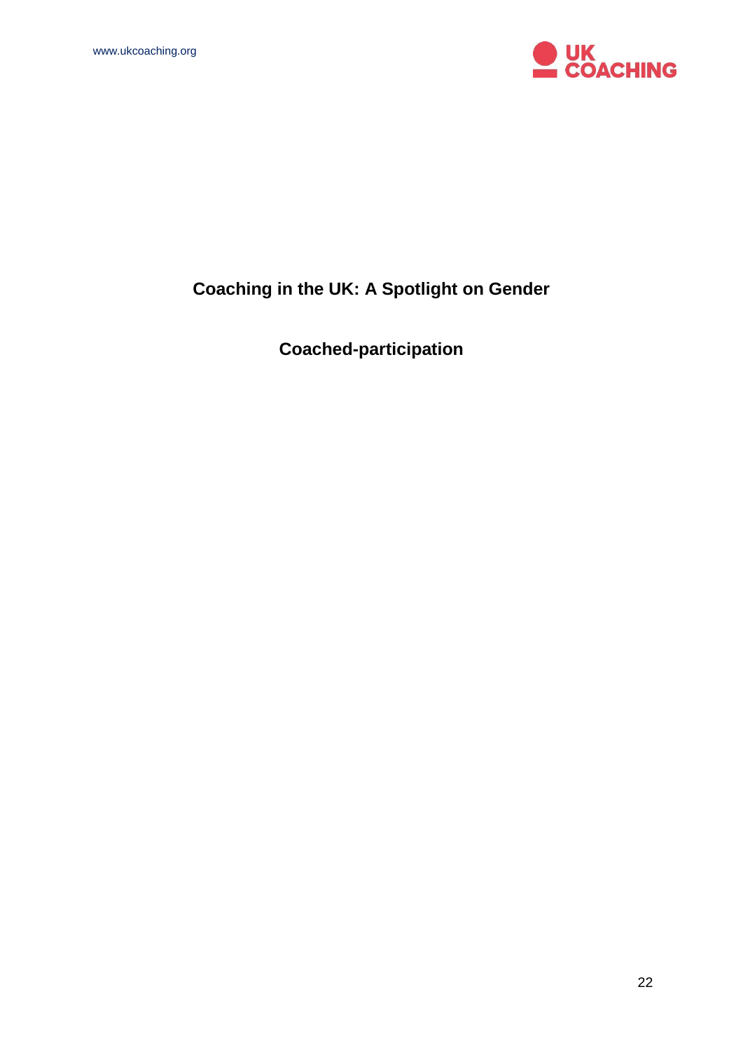# Coaching in the UK: A Spotlight on Gender

## Coached-participation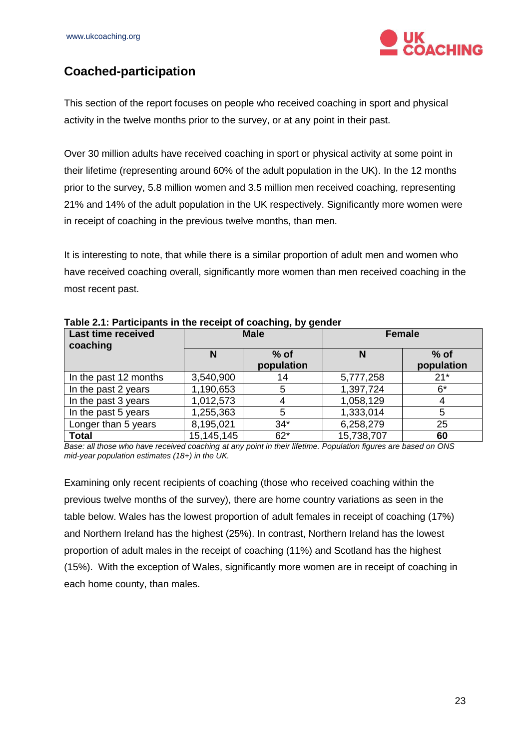## Coached-participation

This section of the report focuses on people who received coaching in sport and physical activity in the twelve months prior to the survey, or at any point in their past.

Over 30 million adults have received coaching in sport or physical activity at some point in their lifetime (representing around 60% of the adult population in the UK). In the 12 months prior to the survey, 5.8 million women and 3.5 million men received coaching, representing 21% and 14% of the adult population in the UK respectively. Significantly more women were in receipt of coaching in the previous twelve months, than men.

It is interesting to note, that while there is a similar proportion of adult men and women who have received coaching overall, significantly more women than men received coaching in the most recent past.

**Table 2.1: Participants in the receipt of coaching, by gender**

| Last time received coaching | Male | | Female | |
|---|---|---|---|---|
| | N | % of population | N | % of population |
| In the past 12 months | 3,540,900 | 14 | 5,777,258 | 21* |
| In the past 2 years | 1,190,653 | 5 | 1,397,724 | 6* |
| In the past 3 years | 1,012,573 | 4 | 1,058,129 | 4 |
| In the past 5 years | 1,255,363 | 5 | 1,333,014 | 5 |
| Longer than 5 years | 8,195,021 | 34* | 6,258,279 | 25 |
| **Total** | 15,145,145 | 62* | 15,738,707 | **60** |

*Base: all those who have received coaching at any point in their lifetime. Population figures are based on ONS mid-year population estimates (18+) in the UK.*

Examining only recent recipients of coaching (those who received coaching within the previous twelve months of the survey), there are home country variations as seen in the table below. Wales has the lowest proportion of adult females in receipt of coaching (17%) and Northern Ireland has the highest (25%). In contrast, Northern Ireland has the lowest proportion of adult males in the receipt of coaching (11%) and Scotland has the highest (15%). With the exception of Wales, significantly more women are in receipt of coaching in each home county, than males.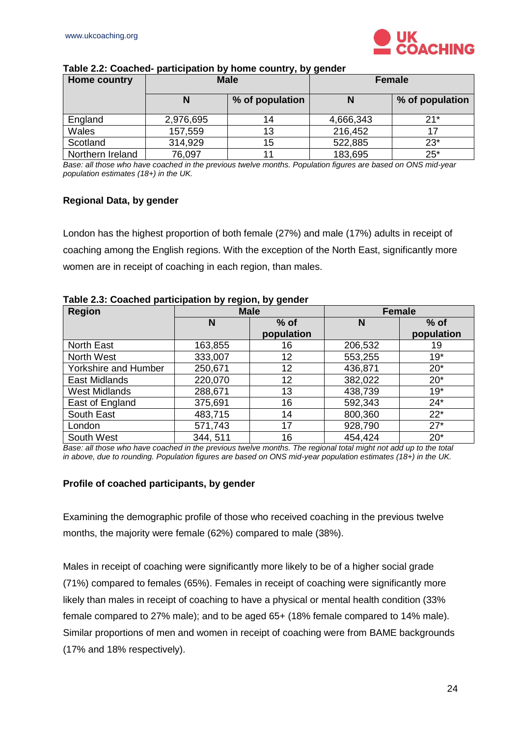**Table 2.2: Coached- participation by home country, by gender**

| Home country | Male | | Female | |
|---|---|---|---|---|
| | N | % of population | N | % of population |
| England | 2,976,695 | 14 | 4,666,343 | 21* |
| Wales | 157,559 | 13 | 216,452 | 17 |
| Scotland | 314,929 | 15 | 522,885 | 23* |
| Northern Ireland | 76,097 | 11 | 183,695 | 25* |

*Base: all those who have coached in the previous twelve months. Population figures are based on ONS mid-year population estimates (18+) in the UK.*

**Regional Data, by gender**

London has the highest proportion of both female (27%) and male (17%) adults in receipt of coaching among the English regions. With the exception of the North East, significantly more women are in receipt of coaching in each region, than males.

**Table 2.3: Coached participation by region, by gender**

| Region | Male | | Female | |
|---|---|---|---|---|
| | N | % of population | N | % of population |
| North East | 163,855 | 16 | 206,532 | 19 |
| North West | 333,007 | 12 | 553,255 | 19* |
| Yorkshire and Humber | 250,671 | 12 | 436,871 | 20* |
| East Midlands | 220,070 | 12 | 382,022 | 20* |
| West Midlands | 288,671 | 13 | 438,739 | 19* |
| East of England | 375,691 | 16 | 592,343 | 24* |
| South East | 483,715 | 14 | 800,360 | 22* |
| London | 571,743 | 17 | 928,790 | 27* |
| South West | 344, 511 | 16 | 454,424 | 20* |

*Base: all those who have coached in the previous twelve months. The regional total might not add up to the total in above, due to rounding. Population figures are based on ONS mid-year population estimates (18+) in the UK.*

**Profile of coached participants, by gender**

Examining the demographic profile of those who received coaching in the previous twelve months, the majority were female (62%) compared to male (38%).

Males in receipt of coaching were significantly more likely to be of a higher social grade (71%) compared to females (65%). Females in receipt of coaching were significantly more likely than males in receipt of coaching to have a physical or mental health condition (33% female compared to 27% male); and to be aged 65+ (18% female compared to 14% male). Similar proportions of men and women in receipt of coaching were from BAME backgrounds (17% and 18% respectively).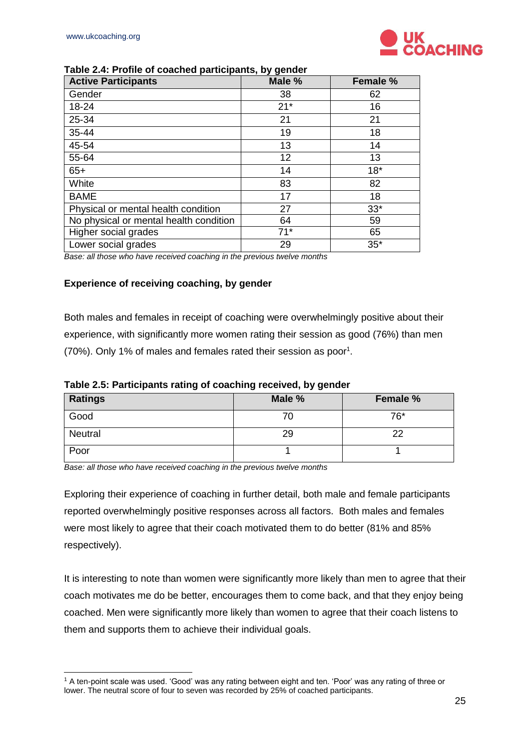**Table 2.4: Profile of coached participants, by gender**

| Active Participants | Male % | Female % |
|---|---|---|
| Gender | 38 | 62 |
| 18-24 | 21* | 16 |
| 25-34 | 21 | 21 |
| 35-44 | 19 | 18 |
| 45-54 | 13 | 14 |
| 55-64 | 12 | 13 |
| 65+ | 14 | 18* |
| White | 83 | 82 |
| BAME | 17 | 18 |
| Physical or mental health condition | 27 | 33* |
| No physical or mental health condition | 64 | 59 |
| Higher social grades | 71* | 65 |
| Lower social grades | 29 | 35* |

*Base: all those who have received coaching in the previous twelve months*

### Experience of receiving coaching, by gender

Both males and females in receipt of coaching were overwhelmingly positive about their experience, with significantly more women rating their session as good (76%) than men (70%). Only 1% of males and females rated their session as poor[1].

**Table 2.5: Participants rating of coaching received, by gender**

| Ratings | Male % | Female % |
|---|---|---|
| Good | 70 | 76* |
| Neutral | 29 | 22 |
| Poor | 1 | 1 |

*Base: all those who have received coaching in the previous twelve months*

Exploring their experience of coaching in further detail, both male and female participants reported overwhelmingly positive responses across all factors. Both males and females were most likely to agree that their coach motivated them to do better (81% and 85% respectively).

It is interesting to note than women were significantly more likely than men to agree that their coach motivates me do be better, encourages them to come back, and that they enjoy being coached. Men were significantly more likely than women to agree that their coach listens to them and supports them to achieve their individual goals.

[1] A ten-point scale was used. 'Good' was any rating between eight and ten. 'Poor' was any rating of three or lower. The neutral score of four to seven was recorded by 25% of coached participants.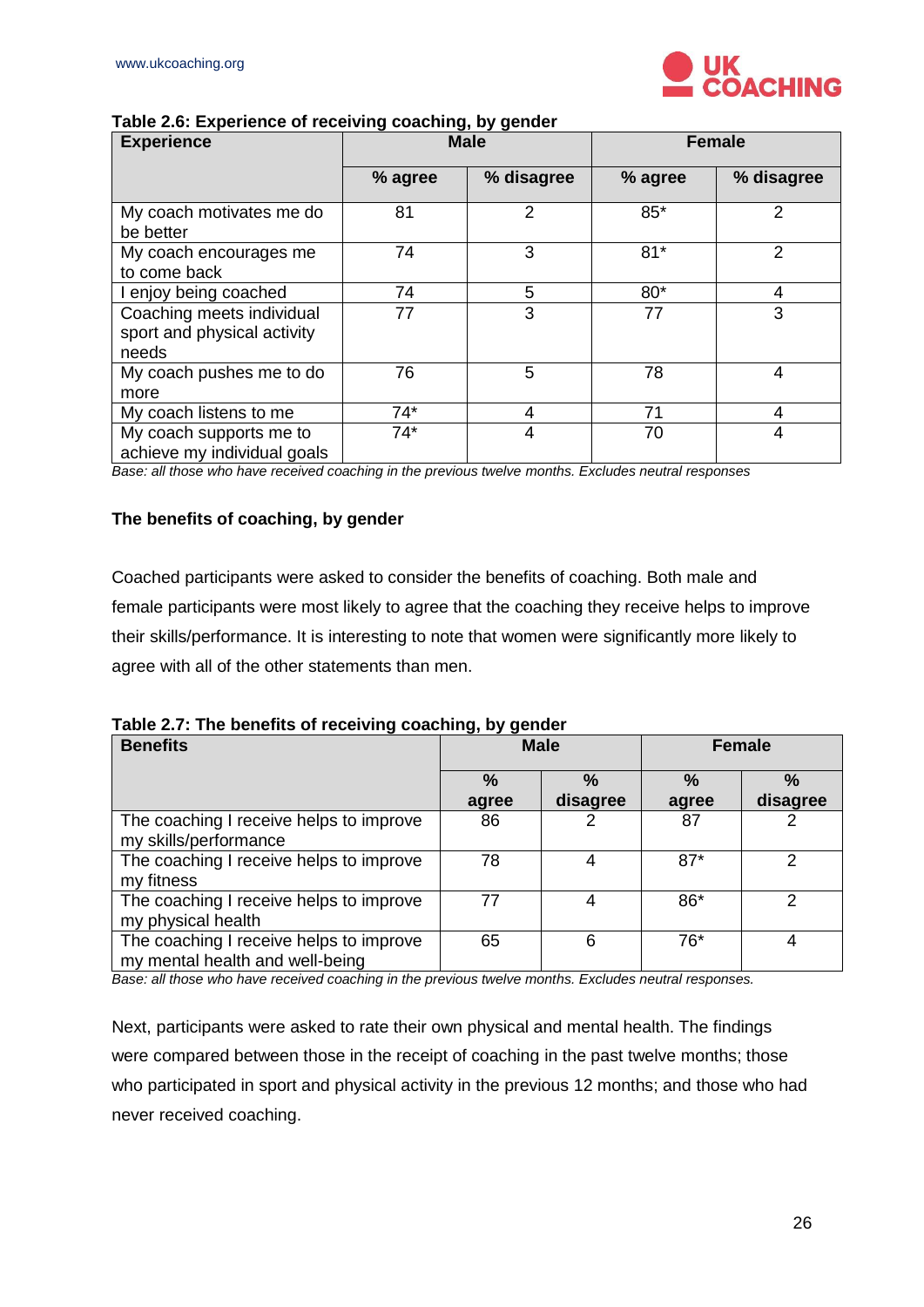**Table 2.6: Experience of receiving coaching, by gender**

| Experience | Male | | Female | |
|---|---|---|---|---|
| | % agree | % disagree | % agree | % disagree |
| My coach motivates me do be better | 81 | 2 | 85* | 2 |
| My coach encourages me to come back | 74 | 3 | 81* | 2 |
| I enjoy being coached | 74 | 5 | 80* | 4 |
| Coaching meets individual sport and physical activity needs | 77 | 3 | 77 | 3 |
| My coach pushes me to do more | 76 | 5 | 78 | 4 |
| My coach listens to me | 74* | 4 | 71 | 4 |
| My coach supports me to achieve my individual goals | 74* | 4 | 70 | 4 |

*Base: all those who have received coaching in the previous twelve months. Excludes neutral responses*

### The benefits of coaching, by gender

Coached participants were asked to consider the benefits of coaching. Both male and female participants were most likely to agree that the coaching they receive helps to improve their skills/performance. It is interesting to note that women were significantly more likely to agree with all of the other statements than men.

**Table 2.7: The benefits of receiving coaching, by gender**

| Benefits | Male | | Female | |
|---|---|---|---|---|
| | % agree | % disagree | % agree | % disagree |
| The coaching I receive helps to improve my skills/performance | 86 | 2 | 87 | 2 |
| The coaching I receive helps to improve my fitness | 78 | 4 | 87* | 2 |
| The coaching I receive helps to improve my physical health | 77 | 4 | 86* | 2 |
| The coaching I receive helps to improve my mental health and well-being | 65 | 6 | 76* | 4 |

*Base: all those who have received coaching in the previous twelve months. Excludes neutral responses.*

Next, participants were asked to rate their own physical and mental health. The findings were compared between those in the receipt of coaching in the past twelve months; those who participated in sport and physical activity in the previous 12 months; and those who had never received coaching.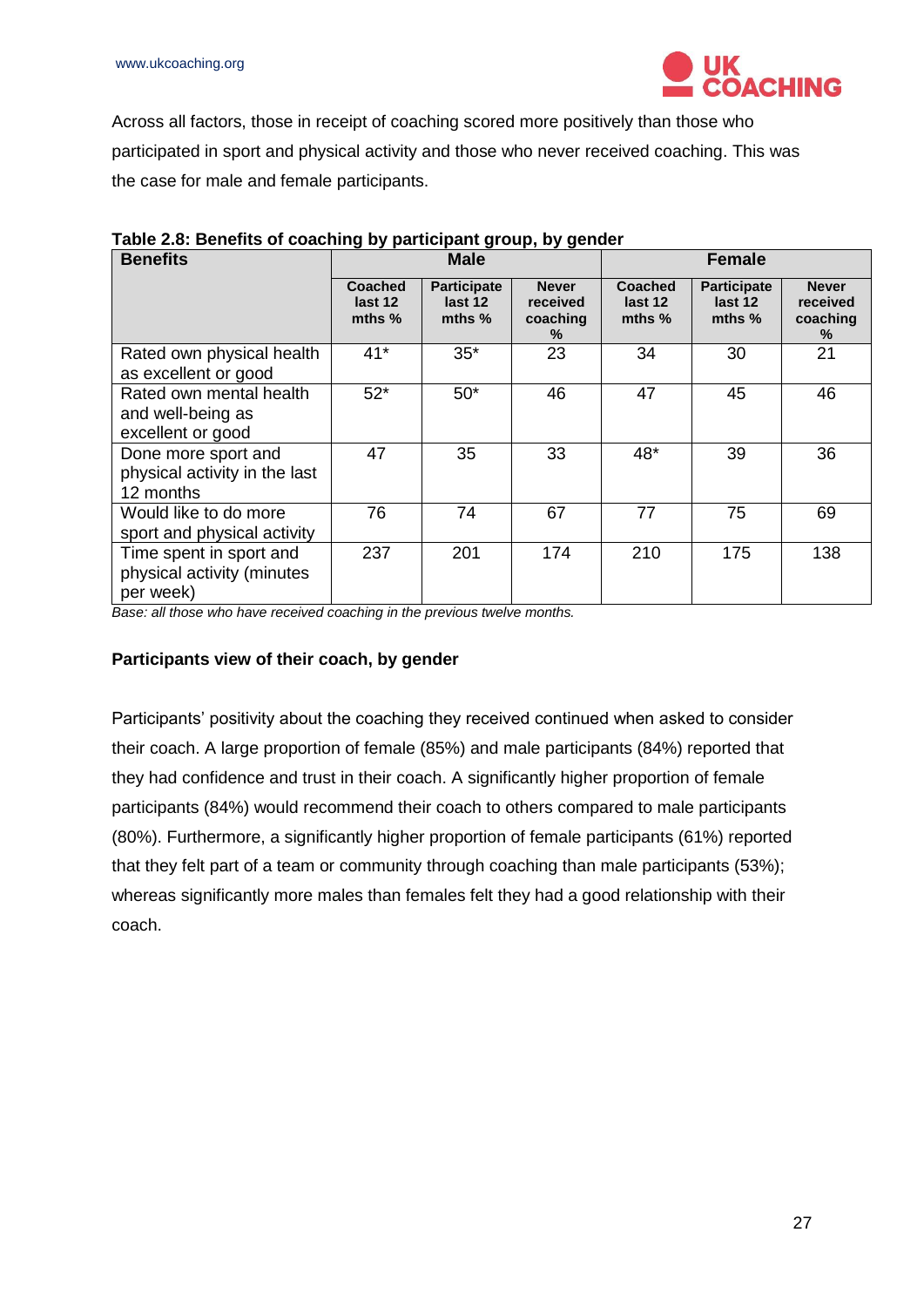Across all factors, those in receipt of coaching scored more positively than those who participated in sport and physical activity and those who never received coaching. This was the case for male and female participants.

**Table 2.8: Benefits of coaching by participant group, by gender**

| Benefits | Male | | | Female | | |
|---|---|---|---|---|---|---|
| | Coached last 12 mths % | Participate last 12 mths % | Never received coaching % | Coached last 12 mths % | Participate last 12 mths % | Never received coaching % |
| Rated own physical health as excellent or good | 41* | 35* | 23 | 34 | 30 | 21 |
| Rated own mental health and well-being as excellent or good | 52* | 50* | 46 | 47 | 45 | 46 |
| Done more sport and physical activity in the last 12 months | 47 | 35 | 33 | 48* | 39 | 36 |
| Would like to do more sport and physical activity | 76 | 74 | 67 | 77 | 75 | 69 |
| Time spent in sport and physical activity (minutes per week) | 237 | 201 | 174 | 210 | 175 | 138 |

*Base: all those who have received coaching in the previous twelve months.*

**Participants view of their coach, by gender**

Participants' positivity about the coaching they received continued when asked to consider their coach. A large proportion of female (85%) and male participants (84%) reported that they had confidence and trust in their coach. A significantly higher proportion of female participants (84%) would recommend their coach to others compared to male participants (80%). Furthermore, a significantly higher proportion of female participants (61%) reported that they felt part of a team or community through coaching than male participants (53%); whereas significantly more males than females felt they had a good relationship with their coach.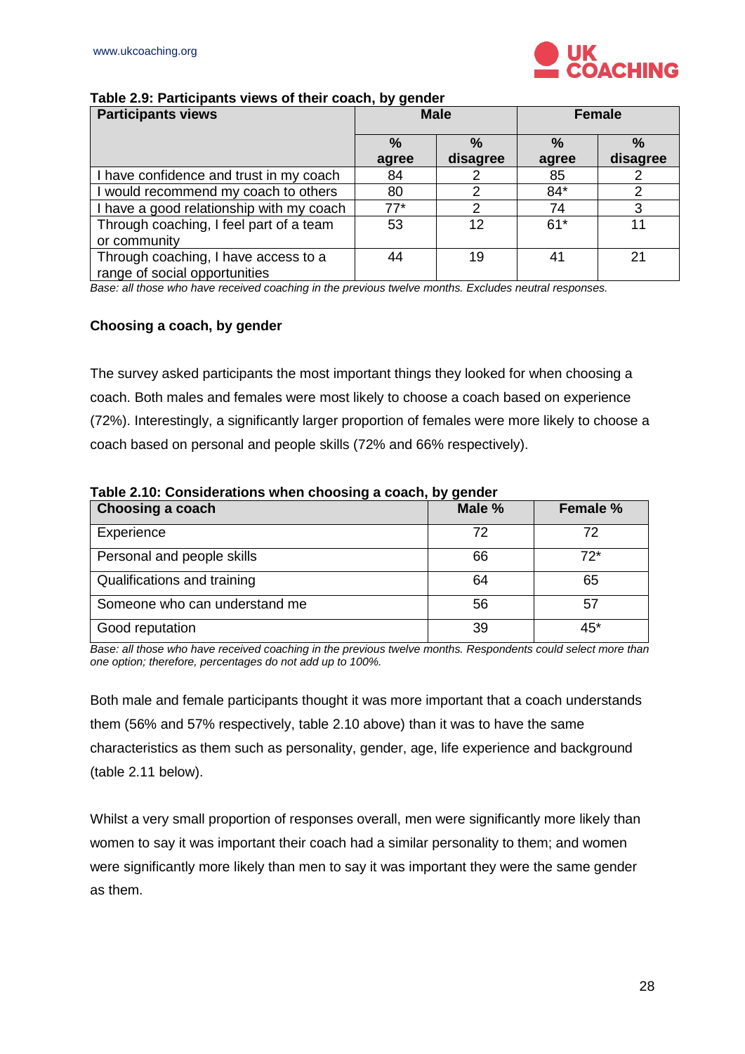**Table 2.9: Participants views of their coach, by gender**

| Participants views | Male | | Female | |
|---|---|---|---|---|
| | % agree | % disagree | % agree | % disagree |
| I have confidence and trust in my coach | 84 | 2 | 85 | 2 |
| I would recommend my coach to others | 80 | 2 | 84* | 2 |
| I have a good relationship with my coach | 77* | 2 | 74 | 3 |
| Through coaching, I feel part of a team or community | 53 | 12 | 61* | 11 |
| Through coaching, I have access to a range of social opportunities | 44 | 19 | 41 | 21 |

*Base: all those who have received coaching in the previous twelve months. Excludes neutral responses.*

**Choosing a coach, by gender**

The survey asked participants the most important things they looked for when choosing a coach. Both males and females were most likely to choose a coach based on experience (72%). Interestingly, a significantly larger proportion of females were more likely to choose a coach based on personal and people skills (72% and 66% respectively).

**Table 2.10: Considerations when choosing a coach, by gender**

| Choosing a coach | Male % | Female % |
|---|---|---|
| Experience | 72 | 72 |
| Personal and people skills | 66 | 72* |
| Qualifications and training | 64 | 65 |
| Someone who can understand me | 56 | 57 |
| Good reputation | 39 | 45* |

*Base: all those who have received coaching in the previous twelve months. Respondents could select more than one option; therefore, percentages do not add up to 100%.*

Both male and female participants thought it was more important that a coach understands them (56% and 57% respectively, table 2.10 above) than it was to have the same characteristics as them such as personality, gender, age, life experience and background (table 2.11 below).

Whilst a very small proportion of responses overall, men were significantly more likely than women to say it was important their coach had a similar personality to them; and women were significantly more likely than men to say it was important they were the same gender as them.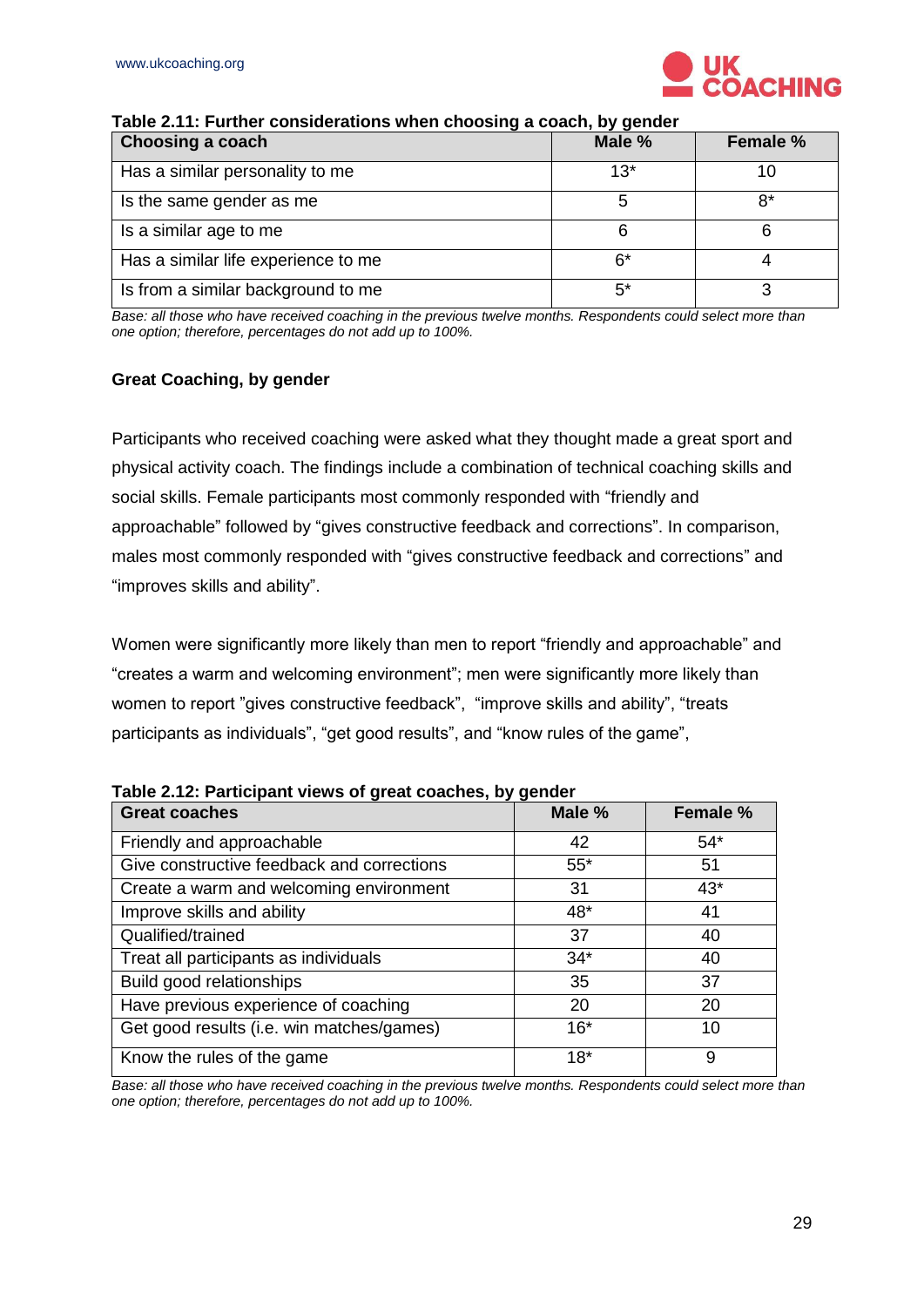**Table 2.11: Further considerations when choosing a coach, by gender**

| Choosing a coach | Male % | Female % |
|---|---|---|
| Has a similar personality to me | 13* | 10 |
| Is the same gender as me | 5 | 8* |
| Is a similar age to me | 6 | 6 |
| Has a similar life experience to me | 6* | 4 |
| Is from a similar background to me | 5* | 3 |

*Base: all those who have received coaching in the previous twelve months. Respondents could select more than one option; therefore, percentages do not add up to 100%.*

**Great Coaching, by gender**

Participants who received coaching were asked what they thought made a great sport and physical activity coach. The findings include a combination of technical coaching skills and social skills. Female participants most commonly responded with "friendly and approachable" followed by "gives constructive feedback and corrections". In comparison, males most commonly responded with "gives constructive feedback and corrections" and "improves skills and ability".

Women were significantly more likely than men to report "friendly and approachable" and "creates a warm and welcoming environment"; men were significantly more likely than women to report "gives constructive feedback", "improve skills and ability", "treats participants as individuals", "get good results", and "know rules of the game",

**Table 2.12: Participant views of great coaches, by gender**

| Great coaches | Male % | Female % |
|---|---|---|
| Friendly and approachable | 42 | 54* |
| Give constructive feedback and corrections | 55* | 51 |
| Create a warm and welcoming environment | 31 | 43* |
| Improve skills and ability | 48* | 41 |
| Qualified/trained | 37 | 40 |
| Treat all participants as individuals | 34* | 40 |
| Build good relationships | 35 | 37 |
| Have previous experience of coaching | 20 | 20 |
| Get good results (i.e. win matches/games) | 16* | 10 |
| Know the rules of the game | 18* | 9 |

*Base: all those who have received coaching in the previous twelve months. Respondents could select more than one option; therefore, percentages do not add up to 100%.*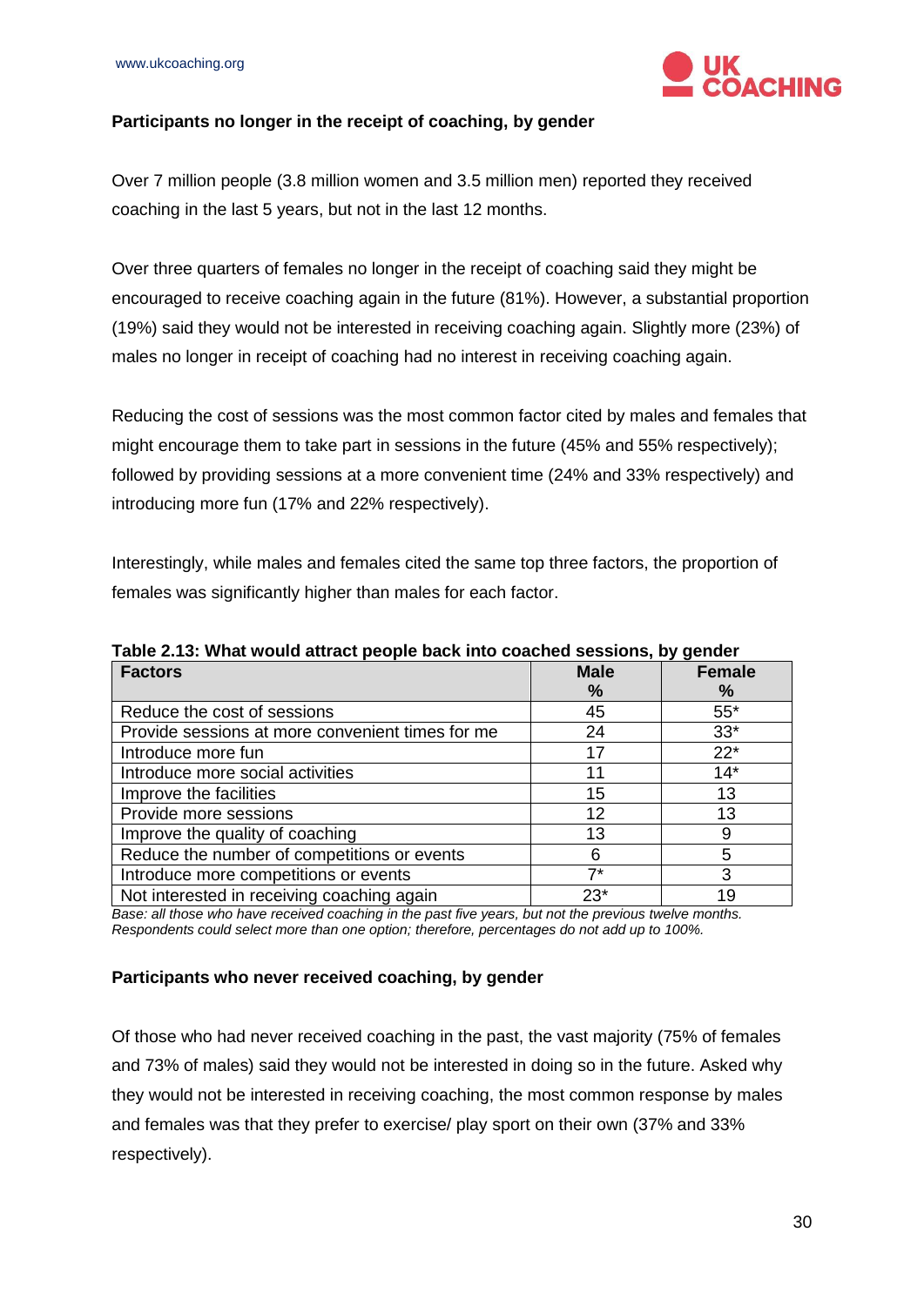**Participants no longer in the receipt of coaching, by gender**

Over 7 million people (3.8 million women and 3.5 million men) reported they received coaching in the last 5 years, but not in the last 12 months.

Over three quarters of females no longer in the receipt of coaching said they might be encouraged to receive coaching again in the future (81%). However, a substantial proportion (19%) said they would not be interested in receiving coaching again. Slightly more (23%) of males no longer in receipt of coaching had no interest in receiving coaching again.

Reducing the cost of sessions was the most common factor cited by males and females that might encourage them to take part in sessions in the future (45% and 55% respectively); followed by providing sessions at a more convenient time (24% and 33% respectively) and introducing more fun (17% and 22% respectively).

Interestingly, while males and females cited the same top three factors, the proportion of females was significantly higher than males for each factor.

**Table 2.13: What would attract people back into coached sessions, by gender**

| Factors | Male % | Female % |
|---|---|---|
| Reduce the cost of sessions | 45 | 55* |
| Provide sessions at more convenient times for me | 24 | 33* |
| Introduce more fun | 17 | 22* |
| Introduce more social activities | 11 | 14* |
| Improve the facilities | 15 | 13 |
| Provide more sessions | 12 | 13 |
| Improve the quality of coaching | 13 | 9 |
| Reduce the number of competitions or events | 6 | 5 |
| Introduce more competitions or events | 7* | 3 |
| Not interested in receiving coaching again | 23* | 19 |

*Base: all those who have received coaching in the past five years, but not the previous twelve months. Respondents could select more than one option; therefore, percentages do not add up to 100%.*

**Participants who never received coaching, by gender**

Of those who had never received coaching in the past, the vast majority (75% of females and 73% of males) said they would not be interested in doing so in the future. Asked why they would not be interested in receiving coaching, the most common response by males and females was that they prefer to exercise/ play sport on their own (37% and 33% respectively).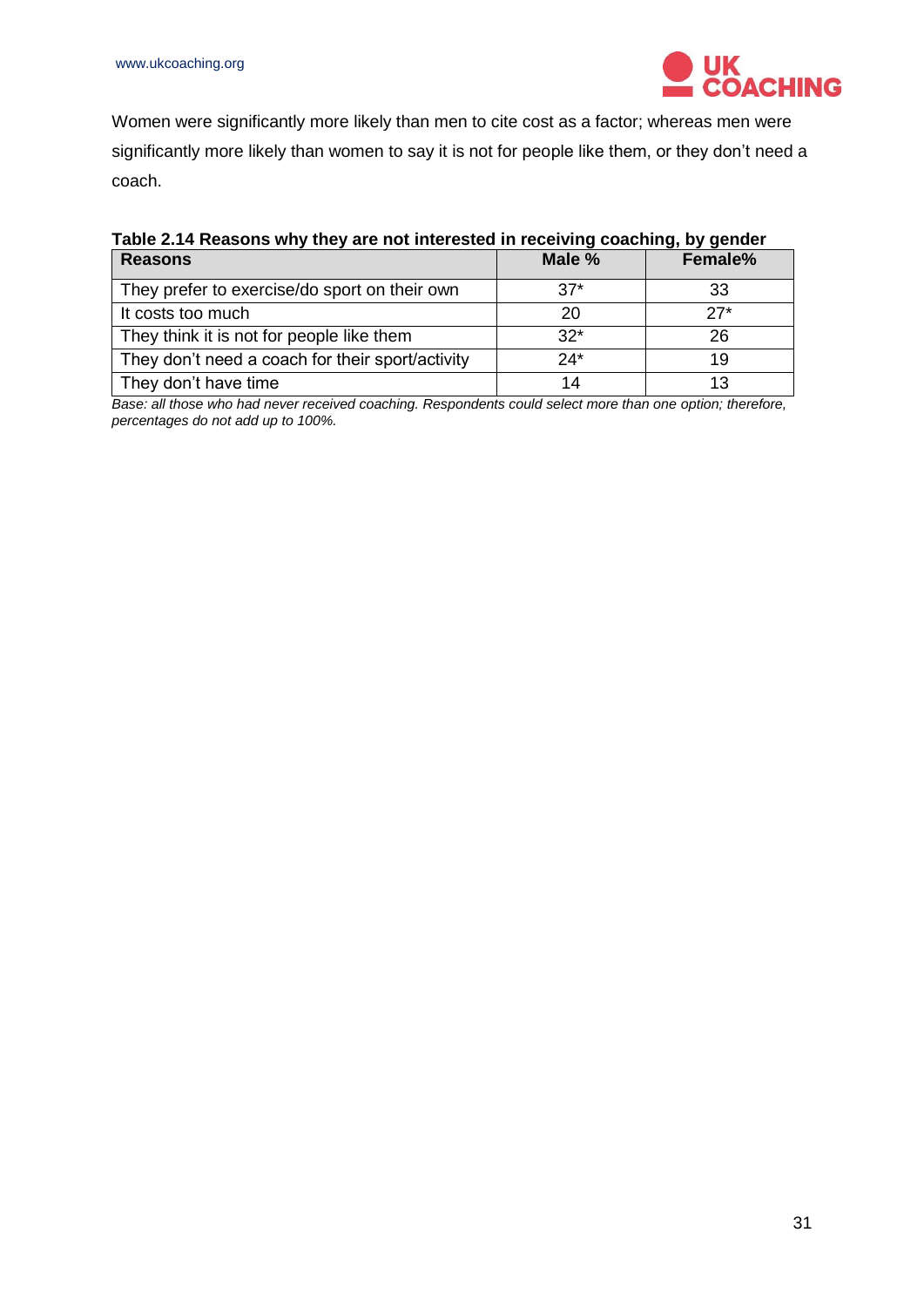Women were significantly more likely than men to cite cost as a factor; whereas men were significantly more likely than women to say it is not for people like them, or they don't need a coach.

**Table 2.14 Reasons why they are not interested in receiving coaching, by gender**

| Reasons | Male % | Female% |
|---|---|---|
| They prefer to exercise/do sport on their own | 37* | 33 |
| It costs too much | 20 | 27* |
| They think it is not for people like them | 32* | 26 |
| They don't need a coach for their sport/activity | 24* | 19 |
| They don't have time | 14 | 13 |

*Base: all those who had never received coaching. Respondents could select more than one option; therefore, percentages do not add up to 100%.*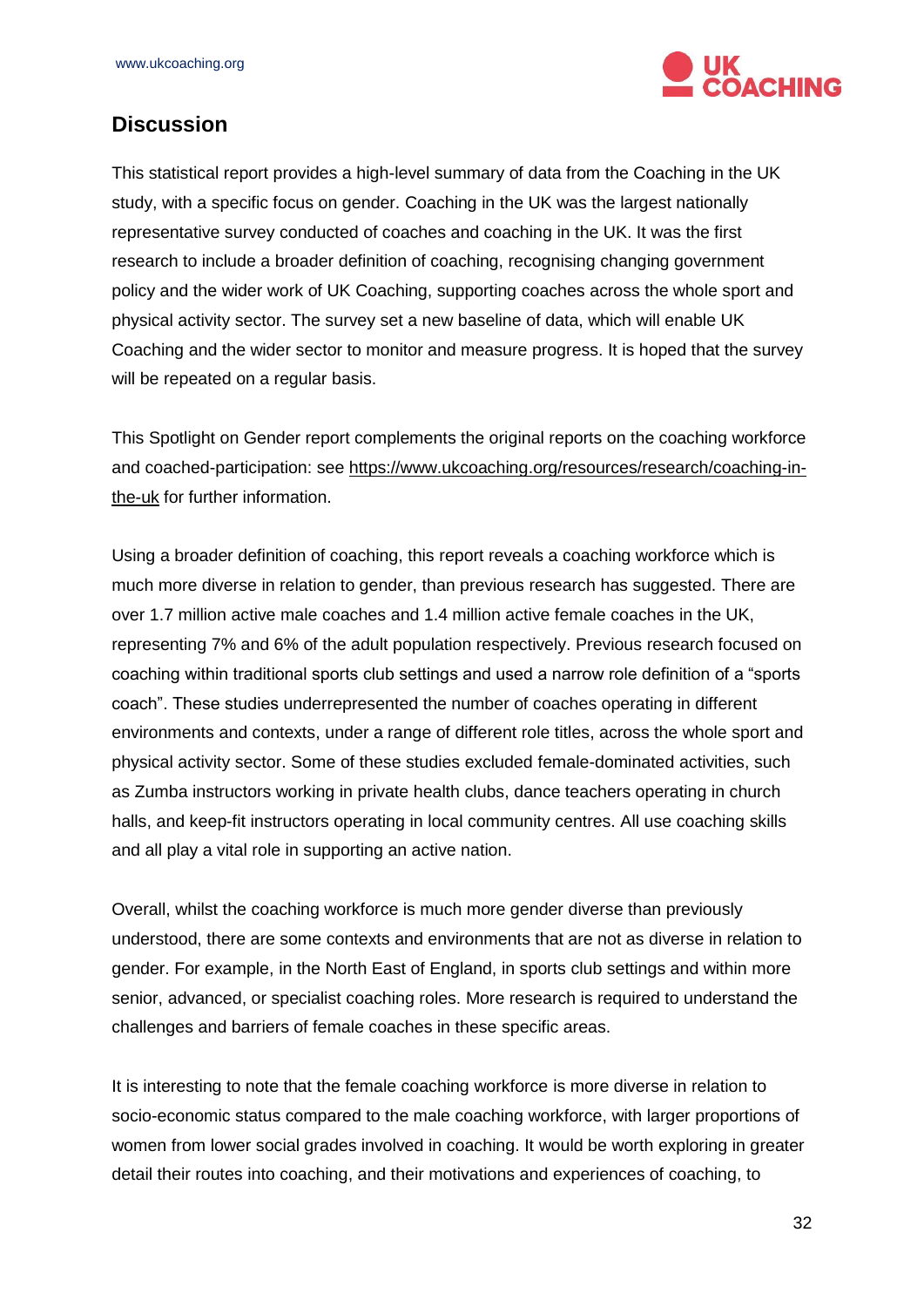## Discussion

This statistical report provides a high-level summary of data from the Coaching in the UK study, with a specific focus on gender. Coaching in the UK was the largest nationally representative survey conducted of coaches and coaching in the UK. It was the first research to include a broader definition of coaching, recognising changing government policy and the wider work of UK Coaching, supporting coaches across the whole sport and physical activity sector. The survey set a new baseline of data, which will enable UK Coaching and the wider sector to monitor and measure progress. It is hoped that the survey will be repeated on a regular basis.

This Spotlight on Gender report complements the original reports on the coaching workforce and coached-participation: see https://www.ukcoaching.org/resources/research/coaching-in-the-uk for further information.

Using a broader definition of coaching, this report reveals a coaching workforce which is much more diverse in relation to gender, than previous research has suggested. There are over 1.7 million active male coaches and 1.4 million active female coaches in the UK, representing 7% and 6% of the adult population respectively. Previous research focused on coaching within traditional sports club settings and used a narrow role definition of a "sports coach". These studies underrepresented the number of coaches operating in different environments and contexts, under a range of different role titles, across the whole sport and physical activity sector. Some of these studies excluded female-dominated activities, such as Zumba instructors working in private health clubs, dance teachers operating in church halls, and keep-fit instructors operating in local community centres. All use coaching skills and all play a vital role in supporting an active nation.

Overall, whilst the coaching workforce is much more gender diverse than previously understood, there are some contexts and environments that are not as diverse in relation to gender. For example, in the North East of England, in sports club settings and within more senior, advanced, or specialist coaching roles. More research is required to understand the challenges and barriers of female coaches in these specific areas.

It is interesting to note that the female coaching workforce is more diverse in relation to socio-economic status compared to the male coaching workforce, with larger proportions of women from lower social grades involved in coaching. It would be worth exploring in greater detail their routes into coaching, and their motivations and experiences of coaching, to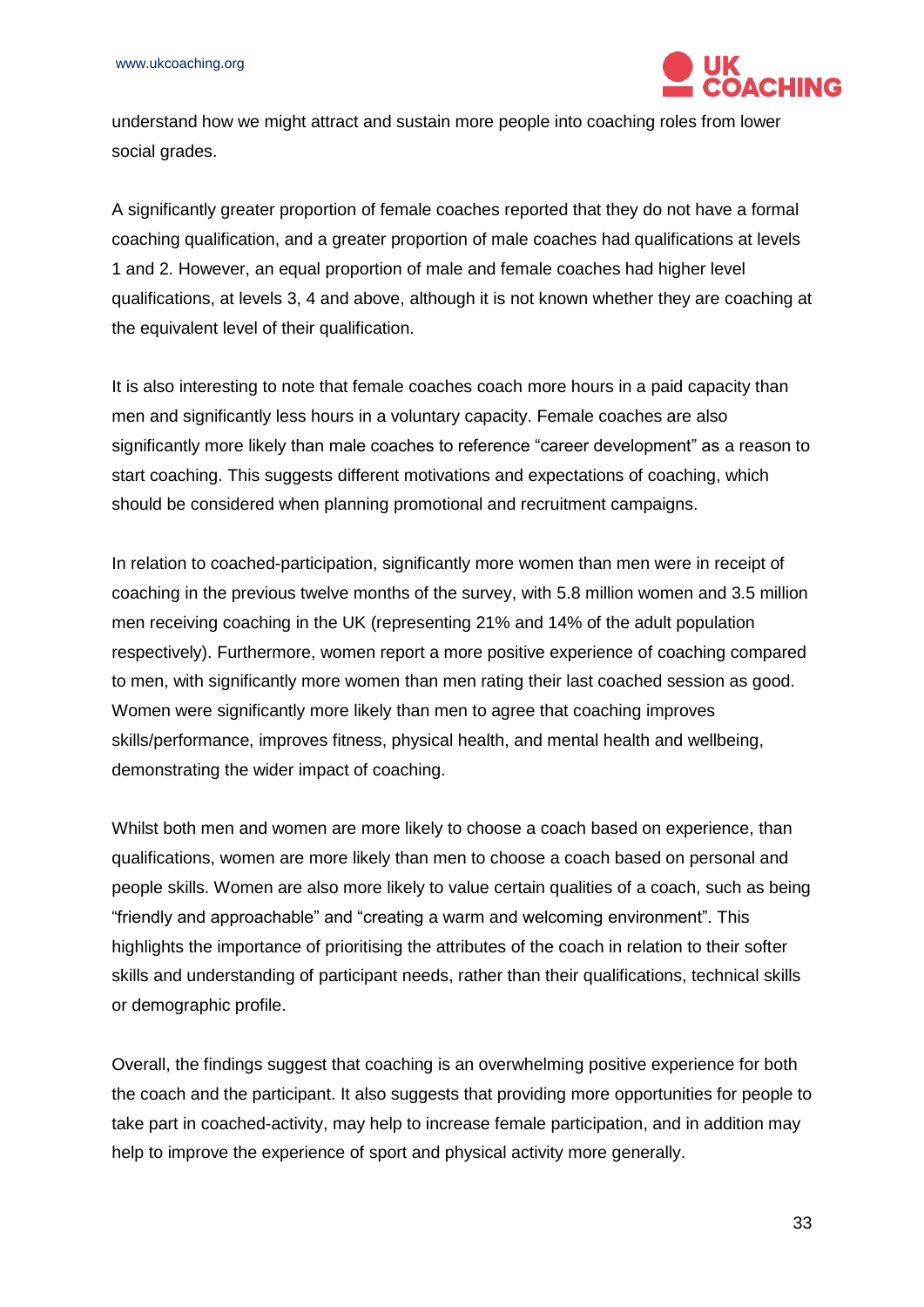understand how we might attract and sustain more people into coaching roles from lower social grades.

A significantly greater proportion of female coaches reported that they do not have a formal coaching qualification, and a greater proportion of male coaches had qualifications at levels 1 and 2. However, an equal proportion of male and female coaches had higher level qualifications, at levels 3, 4 and above, although it is not known whether they are coaching at the equivalent level of their qualification.

It is also interesting to note that female coaches coach more hours in a paid capacity than men and significantly less hours in a voluntary capacity. Female coaches are also significantly more likely than male coaches to reference "career development" as a reason to start coaching. This suggests different motivations and expectations of coaching, which should be considered when planning promotional and recruitment campaigns.

In relation to coached-participation, significantly more women than men were in receipt of coaching in the previous twelve months of the survey, with 5.8 million women and 3.5 million men receiving coaching in the UK (representing 21% and 14% of the adult population respectively). Furthermore, women report a more positive experience of coaching compared to men, with significantly more women than men rating their last coached session as good. Women were significantly more likely than men to agree that coaching improves skills/performance, improves fitness, physical health, and mental health and wellbeing, demonstrating the wider impact of coaching.

Whilst both men and women are more likely to choose a coach based on experience, than qualifications, women are more likely than men to choose a coach based on personal and people skills. Women are also more likely to value certain qualities of a coach, such as being "friendly and approachable" and "creating a warm and welcoming environment". This highlights the importance of prioritising the attributes of the coach in relation to their softer skills and understanding of participant needs, rather than their qualifications, technical skills or demographic profile.

Overall, the findings suggest that coaching is an overwhelming positive experience for both the coach and the participant. It also suggests that providing more opportunities for people to take part in coached-activity, may help to increase female participation, and in addition may help to improve the experience of sport and physical activity more generally.